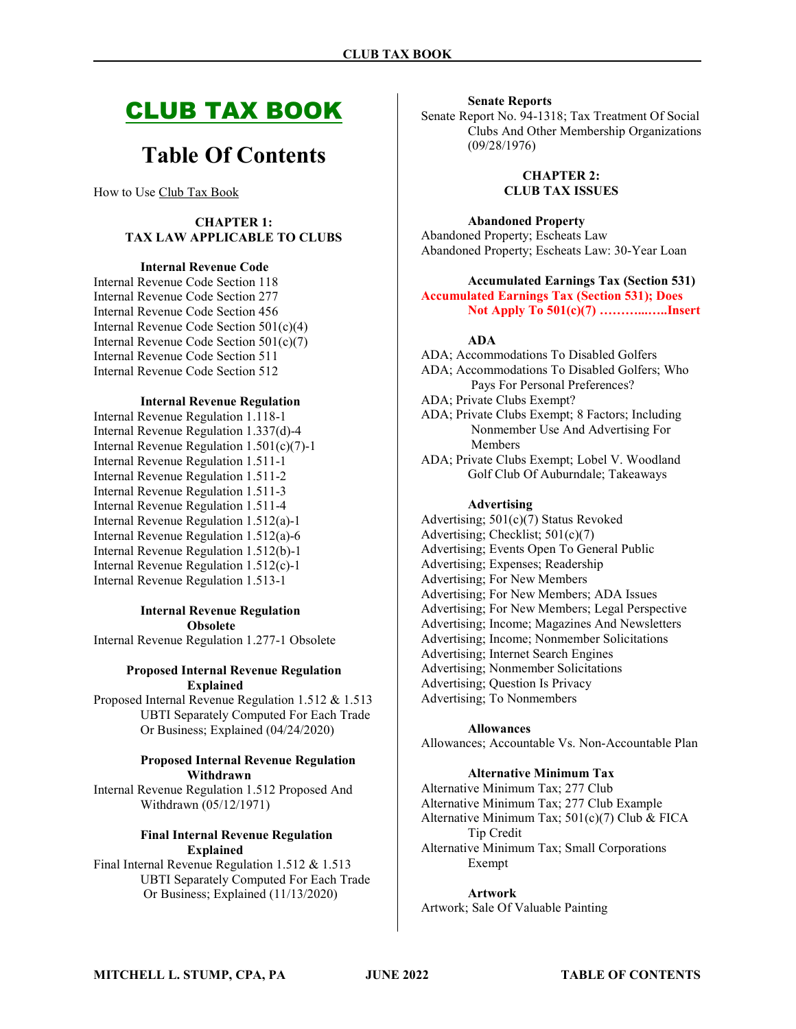# CLUB TAX BOOK

# Table Of Contents

How to Use Club Tax Book

## CHAPTER 1: TAX LAW APPLICABLE TO CLUBS

### Internal Revenue Code

Internal Revenue Code Section 118
Internal Revenue Code Section 277
Internal Revenue Code Section 456
Internal Revenue Code Section 501(c)(4)
Internal Revenue Code Section 501(c)(7)
Internal Revenue Code Section 511
Internal Revenue Code Section 512

### Internal Revenue Regulation

Internal Revenue Regulation 1.118-1
Internal Revenue Regulation 1.337(d)-4
Internal Revenue Regulation 1.501(c)(7)-1
Internal Revenue Regulation 1.511-1
Internal Revenue Regulation 1.511-2
Internal Revenue Regulation 1.511-3
Internal Revenue Regulation 1.511-4
Internal Revenue Regulation 1.512(a)-1
Internal Revenue Regulation 1.512(a)-6
Internal Revenue Regulation 1.512(b)-1
Internal Revenue Regulation 1.512(c)-1
Internal Revenue Regulation 1.513-1

### Internal Revenue Regulation Obsolete

Internal Revenue Regulation 1.277-1 Obsolete

### Proposed Internal Revenue Regulation Explained

Proposed Internal Revenue Regulation 1.512 & 1.513 UBTI Separately Computed For Each Trade Or Business; Explained (04/24/2020)

### Proposed Internal Revenue Regulation Withdrawn

Internal Revenue Regulation 1.512 Proposed And Withdrawn (05/12/1971)

### Final Internal Revenue Regulation Explained

Final Internal Revenue Regulation 1.512 & 1.513 UBTI Separately Computed For Each Trade Or Business; Explained (11/13/2020)

### Senate Reports

Senate Report No. 94-1318; Tax Treatment Of Social Clubs And Other Membership Organizations (09/28/1976)

## CHAPTER 2: CLUB TAX ISSUES

### Abandoned Property

Abandoned Property; Escheats Law
Abandoned Property; Escheats Law: 30-Year Loan

### Accumulated Earnings Tax (Section 531)

**Accumulated Earnings Tax (Section 531); Does Not Apply To 501(c)(7) ………..…..Insert**

### ADA

ADA; Accommodations To Disabled Golfers
ADA; Accommodations To Disabled Golfers; Who Pays For Personal Preferences?
ADA; Private Clubs Exempt?
ADA; Private Clubs Exempt; 8 Factors; Including Nonmember Use And Advertising For Members
ADA; Private Clubs Exempt; Lobel V. Woodland Golf Club Of Auburndale; Takeaways

### Advertising

Advertising; 501(c)(7) Status Revoked
Advertising; Checklist; 501(c)(7)
Advertising; Events Open To General Public
Advertising; Expenses; Readership
Advertising; For New Members
Advertising; For New Members; ADA Issues
Advertising; For New Members; Legal Perspective
Advertising; Income; Magazines And Newsletters
Advertising; Income; Nonmember Solicitations
Advertising; Internet Search Engines
Advertising; Nonmember Solicitations
Advertising; Question Is Privacy
Advertising; To Nonmembers

### Allowances

Allowances; Accountable Vs. Non-Accountable Plan

### Alternative Minimum Tax

Alternative Minimum Tax; 277 Club
Alternative Minimum Tax; 277 Club Example
Alternative Minimum Tax; 501(c)(7) Club & FICA Tip Credit
Alternative Minimum Tax; Small Corporations Exempt

### Artwork

Artwork; Sale Of Valuable Painting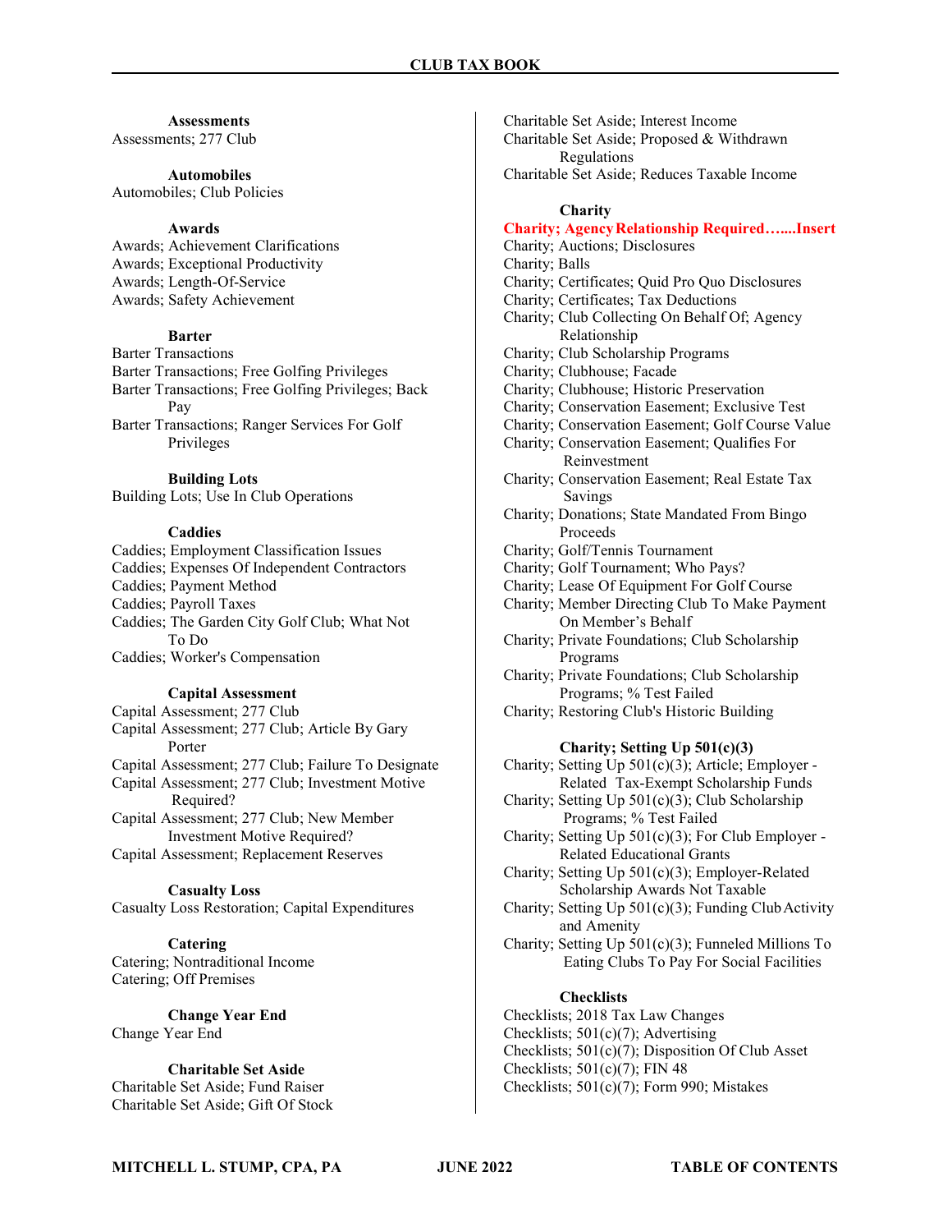**Assessments**

Assessments; 277 Club

**Automobiles**

Automobiles; Club Policies

**Awards**

Awards; Achievement Clarifications
Awards; Exceptional Productivity
Awards; Length-Of-Service
Awards; Safety Achievement

**Barter**

Barter Transactions
Barter Transactions; Free Golfing Privileges
Barter Transactions; Free Golfing Privileges; Back Pay
Barter Transactions; Ranger Services For Golf Privileges

**Building Lots**

Building Lots; Use In Club Operations

**Caddies**

Caddies; Employment Classification Issues
Caddies; Expenses Of Independent Contractors
Caddies; Payment Method
Caddies; Payroll Taxes
Caddies; The Garden City Golf Club; What Not To Do
Caddies; Worker's Compensation

**Capital Assessment**

Capital Assessment; 277 Club
Capital Assessment; 277 Club; Article By Gary Porter
Capital Assessment; 277 Club; Failure To Designate
Capital Assessment; 277 Club; Investment Motive Required?
Capital Assessment; 277 Club; New Member Investment Motive Required?
Capital Assessment; Replacement Reserves

**Casualty Loss**

Casualty Loss Restoration; Capital Expenditures

**Catering**

Catering; Nontraditional Income
Catering; Off Premises

**Change Year End**

Change Year End

**Charitable Set Aside**

Charitable Set Aside; Fund Raiser
Charitable Set Aside; Gift Of Stock
Charitable Set Aside; Interest Income
Charitable Set Aside; Proposed & Withdrawn Regulations
Charitable Set Aside; Reduces Taxable Income

**Charity**

**Charity; Agency Relationship Required…....Insert**
Charity; Auctions; Disclosures
Charity; Balls
Charity; Certificates; Quid Pro Quo Disclosures
Charity; Certificates; Tax Deductions
Charity; Club Collecting On Behalf Of; Agency Relationship
Charity; Club Scholarship Programs
Charity; Clubhouse; Facade
Charity; Clubhouse; Historic Preservation
Charity; Conservation Easement; Exclusive Test
Charity; Conservation Easement; Golf Course Value
Charity; Conservation Easement; Qualifies For Reinvestment
Charity; Conservation Easement; Real Estate Tax Savings
Charity; Donations; State Mandated From Bingo Proceeds
Charity; Golf/Tennis Tournament
Charity; Golf Tournament; Who Pays?
Charity; Lease Of Equipment For Golf Course
Charity; Member Directing Club To Make Payment On Member's Behalf
Charity; Private Foundations; Club Scholarship Programs
Charity; Private Foundations; Club Scholarship Programs; % Test Failed
Charity; Restoring Club's Historic Building

**Charity; Setting Up 501(c)(3)**

Charity; Setting Up 501(c)(3); Article; Employer - Related Tax-Exempt Scholarship Funds
Charity; Setting Up 501(c)(3); Club Scholarship Programs; % Test Failed
Charity; Setting Up 501(c)(3); For Club Employer - Related Educational Grants
Charity; Setting Up 501(c)(3); Employer-Related Scholarship Awards Not Taxable
Charity; Setting Up 501(c)(3); Funding Club Activity and Amenity
Charity; Setting Up 501(c)(3); Funneled Millions To Eating Clubs To Pay For Social Facilities

**Checklists**

Checklists; 2018 Tax Law Changes
Checklists; 501(c)(7); Advertising
Checklists; 501(c)(7); Disposition Of Club Asset
Checklists; 501(c)(7); FIN 48
Checklists; 501(c)(7); Form 990; Mistakes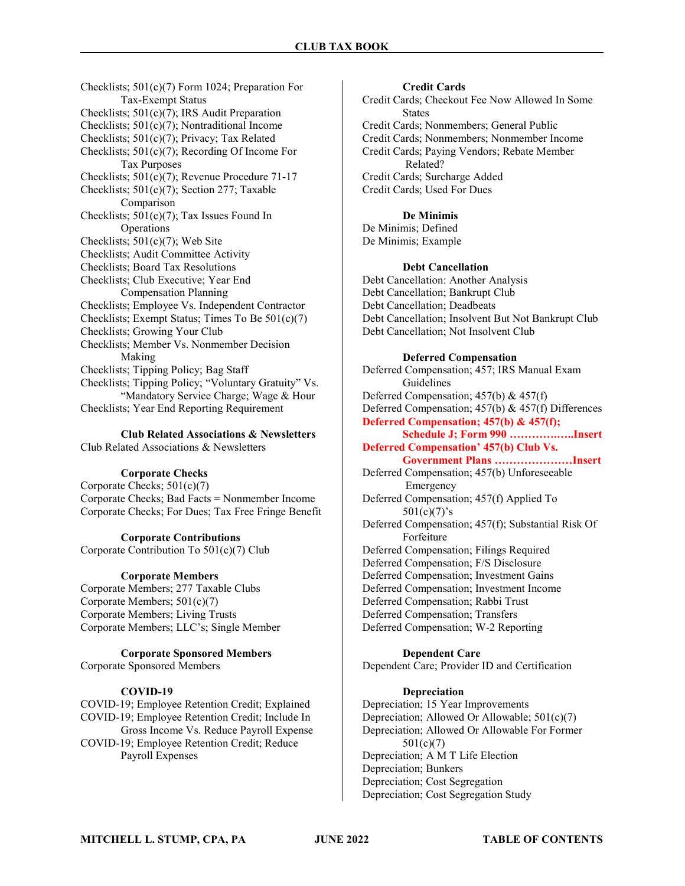Checklists; 501(c)(7) Form 1024; Preparation For Tax-Exempt Status
Checklists; 501(c)(7); IRS Audit Preparation
Checklists; 501(c)(7); Nontraditional Income
Checklists; 501(c)(7); Privacy; Tax Related
Checklists; 501(c)(7); Recording Of Income For Tax Purposes
Checklists; 501(c)(7); Revenue Procedure 71-17
Checklists; 501(c)(7); Section 277; Taxable Comparison
Checklists; 501(c)(7); Tax Issues Found In Operations
Checklists; 501(c)(7); Web Site
Checklists; Audit Committee Activity
Checklists; Board Tax Resolutions
Checklists; Club Executive; Year End Compensation Planning
Checklists; Employee Vs. Independent Contractor
Checklists; Exempt Status; Times To Be 501(c)(7)
Checklists; Growing Your Club
Checklists; Member Vs. Nonmember Decision Making
Checklists; Tipping Policy; Bag Staff
Checklists; Tipping Policy; "Voluntary Gratuity" Vs. "Mandatory Service Charge; Wage & Hour
Checklists; Year End Reporting Requirement

**Club Related Associations & Newsletters**

Club Related Associations & Newsletters

**Corporate Checks**

Corporate Checks; 501(c)(7)
Corporate Checks; Bad Facts = Nonmember Income
Corporate Checks; For Dues; Tax Free Fringe Benefit

**Corporate Contributions**

Corporate Contribution To 501(c)(7) Club

**Corporate Members**

Corporate Members; 277 Taxable Clubs
Corporate Members; 501(c)(7)
Corporate Members; Living Trusts
Corporate Members; LLC's; Single Member

**Corporate Sponsored Members**

Corporate Sponsored Members

**COVID-19**

COVID-19; Employee Retention Credit; Explained
COVID-19; Employee Retention Credit; Include In Gross Income Vs. Reduce Payroll Expense
COVID-19; Employee Retention Credit; Reduce Payroll Expenses

**Credit Cards**

Credit Cards; Checkout Fee Now Allowed In Some States
Credit Cards; Nonmembers; General Public
Credit Cards; Nonmembers; Nonmember Income
Credit Cards; Paying Vendors; Rebate Member Related?
Credit Cards; Surcharge Added
Credit Cards; Used For Dues

**De Minimis**

De Minimis; Defined
De Minimis; Example

**Debt Cancellation**

Debt Cancellation: Another Analysis
Debt Cancellation; Bankrupt Club
Debt Cancellation; Deadbeats
Debt Cancellation; Insolvent But Not Bankrupt Club
Debt Cancellation; Not Insolvent Club

**Deferred Compensation**

Deferred Compensation; 457; IRS Manual Exam Guidelines
Deferred Compensation; 457(b) & 457(f)
Deferred Compensation; 457(b) & 457(f) Differences
**Deferred Compensation; 457(b) & 457(f); Schedule J; Form 990 ……………..Insert**
**Deferred Compensation' 457(b) Club Vs. Government Plans …………………Insert**
Deferred Compensation; 457(b) Unforeseeable Emergency
Deferred Compensation; 457(f) Applied To 501(c)(7)'s
Deferred Compensation; 457(f); Substantial Risk Of Forfeiture
Deferred Compensation; Filings Required
Deferred Compensation; F/S Disclosure
Deferred Compensation; Investment Gains
Deferred Compensation; Investment Income
Deferred Compensation; Rabbi Trust
Deferred Compensation; Transfers
Deferred Compensation; W-2 Reporting

**Dependent Care**

Dependent Care; Provider ID and Certification

**Depreciation**

Depreciation; 15 Year Improvements
Depreciation; Allowed Or Allowable; 501(c)(7)
Depreciation; Allowed Or Allowable For Former 501(c)(7)
Depreciation; A M T Life Election
Depreciation; Bunkers
Depreciation; Cost Segregation
Depreciation; Cost Segregation Study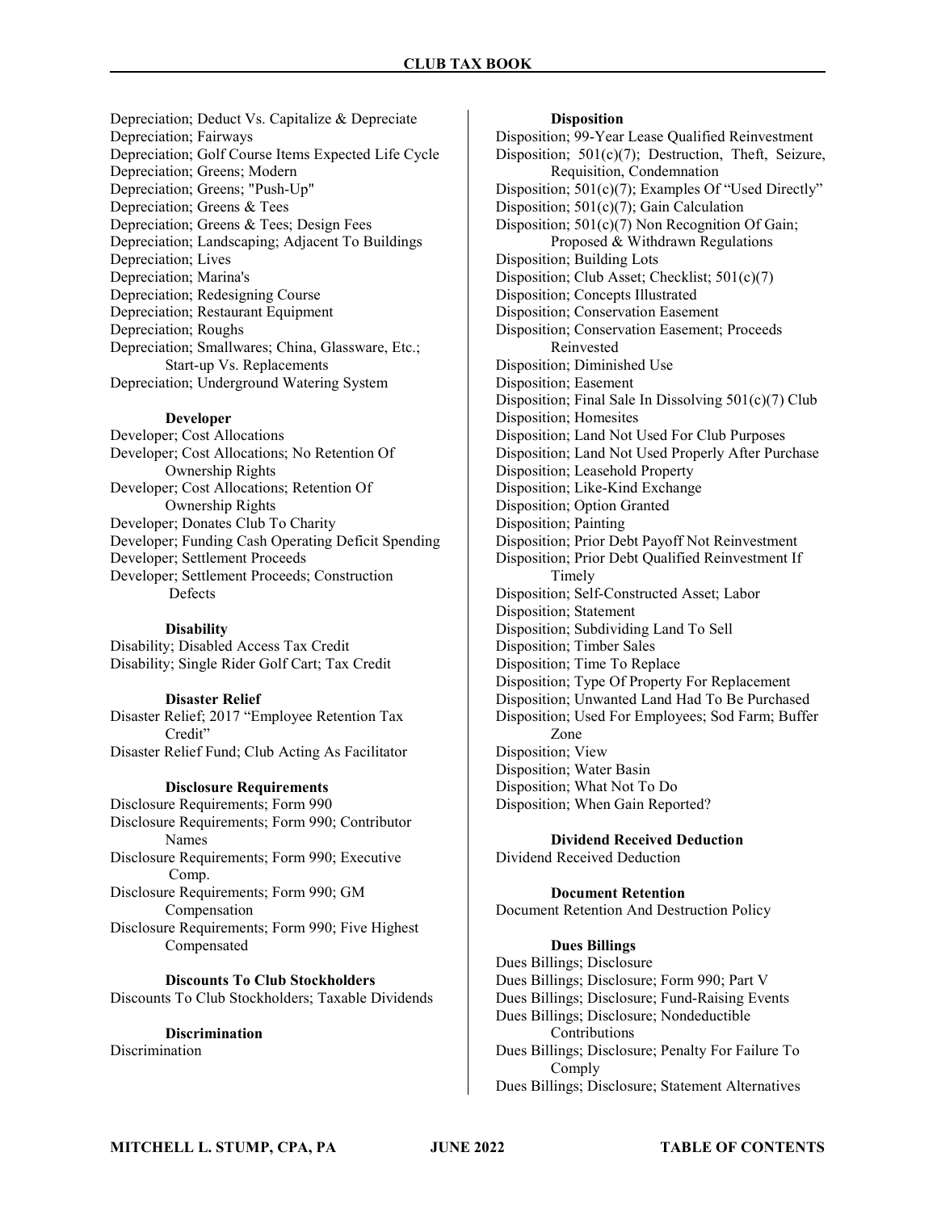Depreciation; Deduct Vs. Capitalize & Depreciate
Depreciation; Fairways
Depreciation; Golf Course Items Expected Life Cycle
Depreciation; Greens; Modern
Depreciation; Greens; "Push-Up"
Depreciation; Greens & Tees
Depreciation; Greens & Tees; Design Fees
Depreciation; Landscaping; Adjacent To Buildings
Depreciation; Lives
Depreciation; Marina's
Depreciation; Redesigning Course
Depreciation; Restaurant Equipment
Depreciation; Roughs
Depreciation; Smallwares; China, Glassware, Etc.; Start-up Vs. Replacements
Depreciation; Underground Watering System

**Developer**

Developer; Cost Allocations
Developer; Cost Allocations; No Retention Of Ownership Rights
Developer; Cost Allocations; Retention Of Ownership Rights
Developer; Donates Club To Charity
Developer; Funding Cash Operating Deficit Spending
Developer; Settlement Proceeds
Developer; Settlement Proceeds; Construction Defects

**Disability**

Disability; Disabled Access Tax Credit
Disability; Single Rider Golf Cart; Tax Credit

**Disaster Relief**

Disaster Relief; 2017 "Employee Retention Tax Credit"
Disaster Relief Fund; Club Acting As Facilitator

**Disclosure Requirements**

Disclosure Requirements; Form 990
Disclosure Requirements; Form 990; Contributor Names
Disclosure Requirements; Form 990; Executive Comp.
Disclosure Requirements; Form 990; GM Compensation
Disclosure Requirements; Form 990; Five Highest Compensated

**Discounts To Club Stockholders**

Discounts To Club Stockholders; Taxable Dividends

**Discrimination**

Discrimination

**Disposition**

Disposition; 99-Year Lease Qualified Reinvestment
Disposition; 501(c)(7); Destruction, Theft, Seizure, Requisition, Condemnation
Disposition; 501(c)(7); Examples Of "Used Directly"
Disposition; 501(c)(7); Gain Calculation
Disposition; 501(c)(7) Non Recognition Of Gain; Proposed & Withdrawn Regulations
Disposition; Building Lots
Disposition; Club Asset; Checklist; 501(c)(7)
Disposition; Concepts Illustrated
Disposition; Conservation Easement
Disposition; Conservation Easement; Proceeds Reinvested
Disposition; Diminished Use
Disposition; Easement
Disposition; Final Sale In Dissolving 501(c)(7) Club
Disposition; Homesites
Disposition; Land Not Used For Club Purposes
Disposition; Land Not Used Properly After Purchase
Disposition; Leasehold Property
Disposition; Like-Kind Exchange
Disposition; Option Granted
Disposition; Painting
Disposition; Prior Debt Payoff Not Reinvestment
Disposition; Prior Debt Qualified Reinvestment If Timely
Disposition; Self-Constructed Asset; Labor
Disposition; Statement
Disposition; Subdividing Land To Sell
Disposition; Timber Sales
Disposition; Time To Replace
Disposition; Type Of Property For Replacement
Disposition; Unwanted Land Had To Be Purchased
Disposition; Used For Employees; Sod Farm; Buffer Zone
Disposition; View
Disposition; Water Basin
Disposition; What Not To Do
Disposition; When Gain Reported?

**Dividend Received Deduction**

Dividend Received Deduction

**Document Retention**

Document Retention And Destruction Policy

**Dues Billings**

Dues Billings; Disclosure
Dues Billings; Disclosure; Form 990; Part V
Dues Billings; Disclosure; Fund-Raising Events
Dues Billings; Disclosure; Nondeductible Contributions
Dues Billings; Disclosure; Penalty For Failure To Comply
Dues Billings; Disclosure; Statement Alternatives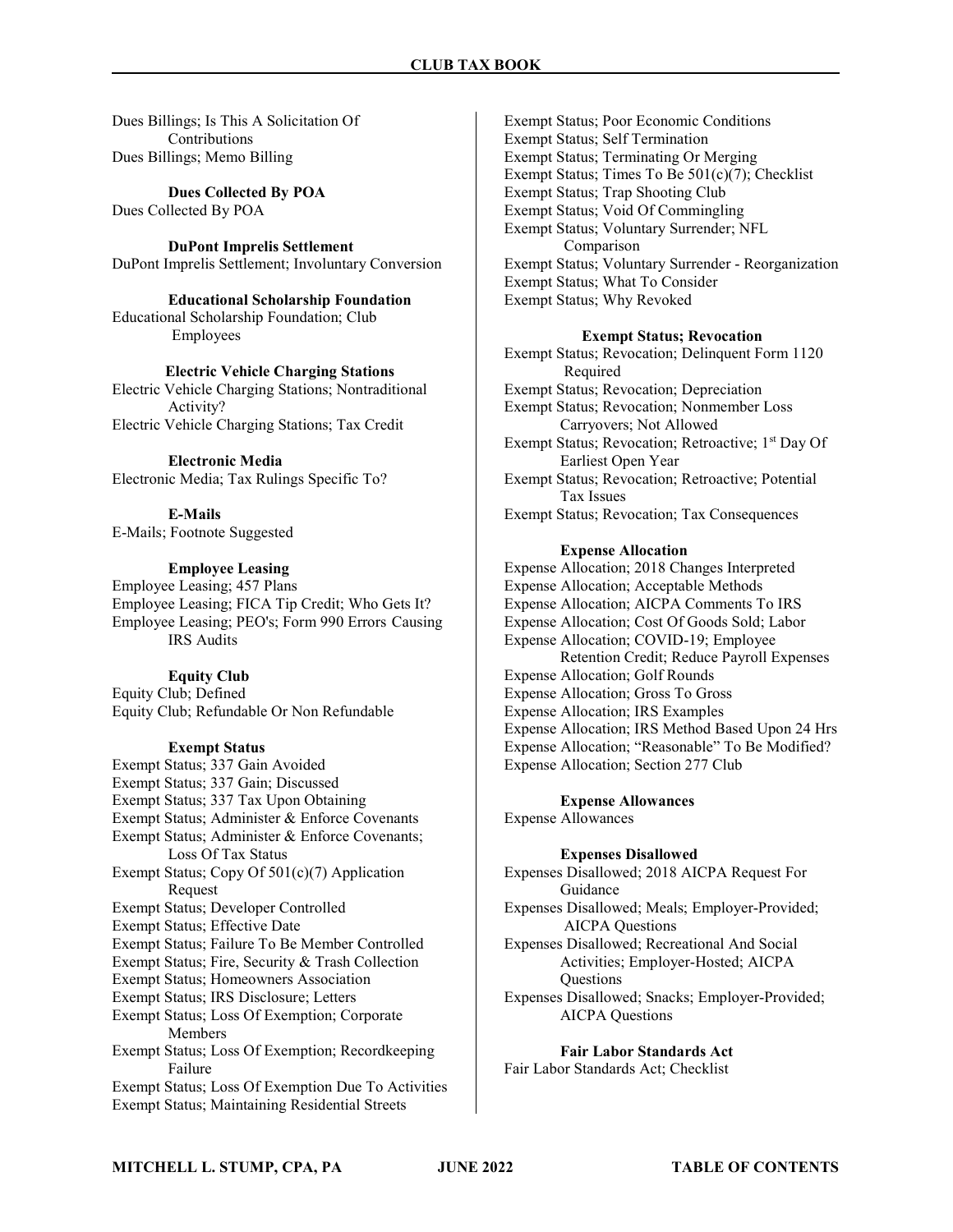Dues Billings; Is This A Solicitation Of Contributions
Dues Billings; Memo Billing

**Dues Collected By POA**

Dues Collected By POA

**DuPont Imprelis Settlement**

DuPont Imprelis Settlement; Involuntary Conversion

**Educational Scholarship Foundation**

Educational Scholarship Foundation; Club Employees

**Electric Vehicle Charging Stations**

Electric Vehicle Charging Stations; Nontraditional Activity?
Electric Vehicle Charging Stations; Tax Credit

**Electronic Media**

Electronic Media; Tax Rulings Specific To?

**E-Mails**

E-Mails; Footnote Suggested

**Employee Leasing**

Employee Leasing; 457 Plans
Employee Leasing; FICA Tip Credit; Who Gets It?
Employee Leasing; PEO's; Form 990 Errors Causing IRS Audits

**Equity Club**

Equity Club; Defined
Equity Club; Refundable Or Non Refundable

**Exempt Status**

Exempt Status; 337 Gain Avoided
Exempt Status; 337 Gain; Discussed
Exempt Status; 337 Tax Upon Obtaining
Exempt Status; Administer & Enforce Covenants
Exempt Status; Administer & Enforce Covenants; Loss Of Tax Status
Exempt Status; Copy Of 501(c)(7) Application Request
Exempt Status; Developer Controlled
Exempt Status; Effective Date
Exempt Status; Failure To Be Member Controlled
Exempt Status; Fire, Security & Trash Collection
Exempt Status; Homeowners Association
Exempt Status; IRS Disclosure; Letters
Exempt Status; Loss Of Exemption; Corporate Members
Exempt Status; Loss Of Exemption; Recordkeeping Failure
Exempt Status; Loss Of Exemption Due To Activities
Exempt Status; Maintaining Residential Streets
Exempt Status; Poor Economic Conditions
Exempt Status; Self Termination
Exempt Status; Terminating Or Merging
Exempt Status; Times To Be 501(c)(7); Checklist
Exempt Status; Trap Shooting Club
Exempt Status; Void Of Commingling
Exempt Status; Voluntary Surrender; NFL Comparison
Exempt Status; Voluntary Surrender - Reorganization
Exempt Status; What To Consider
Exempt Status; Why Revoked

**Exempt Status; Revocation**

Exempt Status; Revocation; Delinquent Form 1120 Required
Exempt Status; Revocation; Depreciation
Exempt Status; Revocation; Nonmember Loss Carryovers; Not Allowed
Exempt Status; Revocation; Retroactive; 1st Day Of Earliest Open Year
Exempt Status; Revocation; Retroactive; Potential Tax Issues
Exempt Status; Revocation; Tax Consequences

**Expense Allocation**

Expense Allocation; 2018 Changes Interpreted
Expense Allocation; Acceptable Methods
Expense Allocation; AICPA Comments To IRS
Expense Allocation; Cost Of Goods Sold; Labor
Expense Allocation; COVID-19; Employee Retention Credit; Reduce Payroll Expenses
Expense Allocation; Golf Rounds
Expense Allocation; Gross To Gross
Expense Allocation; IRS Examples
Expense Allocation; IRS Method Based Upon 24 Hrs
Expense Allocation; "Reasonable" To Be Modified?
Expense Allocation; Section 277 Club

**Expense Allowances**

Expense Allowances

**Expenses Disallowed**

Expenses Disallowed; 2018 AICPA Request For Guidance
Expenses Disallowed; Meals; Employer-Provided; AICPA Questions
Expenses Disallowed; Recreational And Social Activities; Employer-Hosted; AICPA Questions
Expenses Disallowed; Snacks; Employer-Provided; AICPA Questions

**Fair Labor Standards Act**

Fair Labor Standards Act; Checklist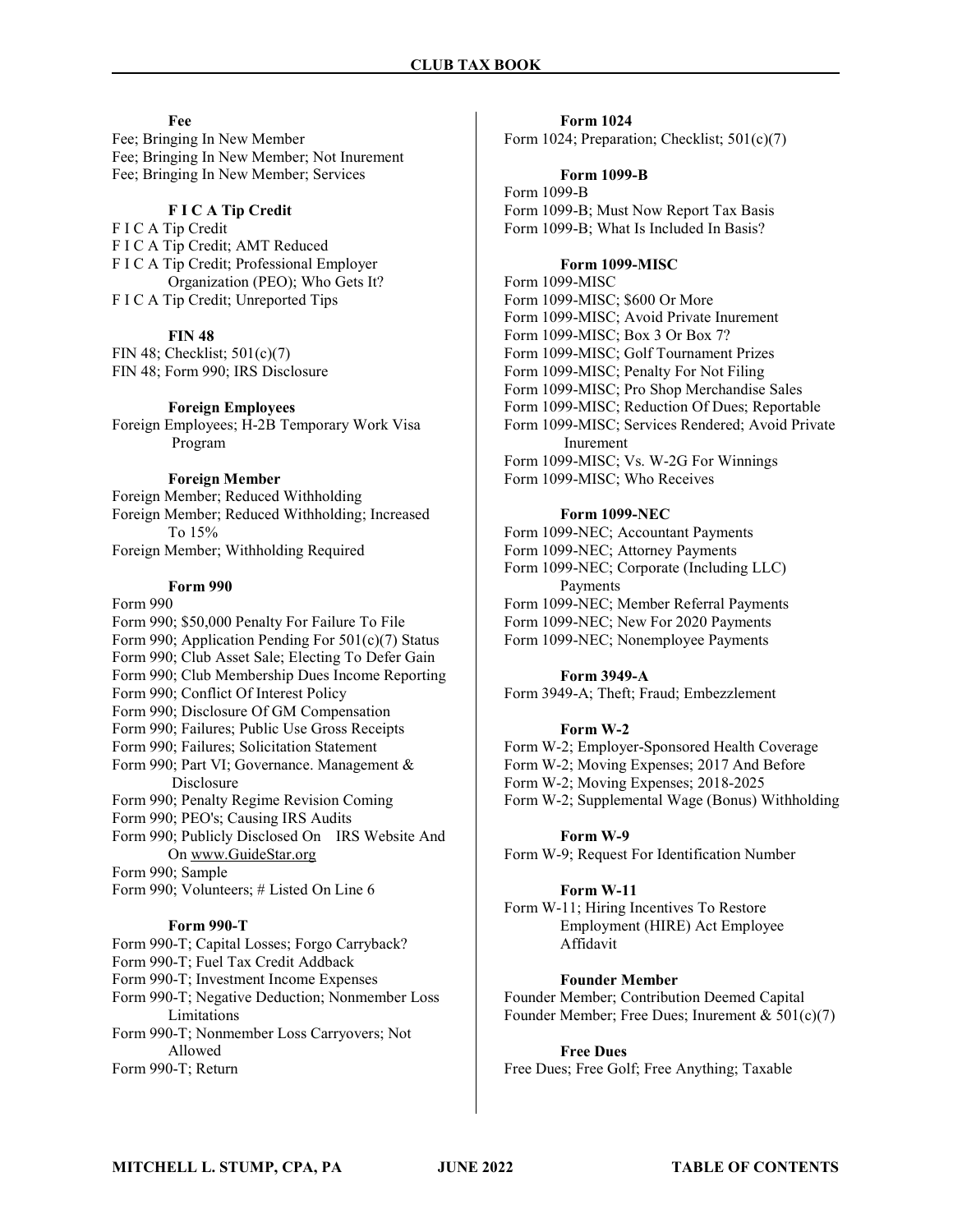**Fee**

Fee; Bringing In New Member
Fee; Bringing In New Member; Not Inurement
Fee; Bringing In New Member; Services

**F I C A Tip Credit**

F I C A Tip Credit
F I C A Tip Credit; AMT Reduced
F I C A Tip Credit; Professional Employer Organization (PEO); Who Gets It?
F I C A Tip Credit; Unreported Tips

**FIN 48**

FIN 48; Checklist; 501(c)(7)
FIN 48; Form 990; IRS Disclosure

**Foreign Employees**

Foreign Employees; H-2B Temporary Work Visa Program

**Foreign Member**

Foreign Member; Reduced Withholding
Foreign Member; Reduced Withholding; Increased To 15%
Foreign Member; Withholding Required

**Form 990**

Form 990
Form 990; $50,000 Penalty For Failure To File
Form 990; Application Pending For 501(c)(7) Status
Form 990; Club Asset Sale; Electing To Defer Gain
Form 990; Club Membership Dues Income Reporting
Form 990; Conflict Of Interest Policy
Form 990; Disclosure Of GM Compensation
Form 990; Failures; Public Use Gross Receipts
Form 990; Failures; Solicitation Statement
Form 990; Part VI; Governance. Management & Disclosure
Form 990; Penalty Regime Revision Coming
Form 990; PEO's; Causing IRS Audits
Form 990; Publicly Disclosed On IRS Website And On www.GuideStar.org
Form 990; Sample
Form 990; Volunteers; # Listed On Line 6

**Form 990-T**

Form 990-T; Capital Losses; Forgo Carryback?
Form 990-T; Fuel Tax Credit Addback
Form 990-T; Investment Income Expenses
Form 990-T; Negative Deduction; Nonmember Loss Limitations
Form 990-T; Nonmember Loss Carryovers; Not Allowed
Form 990-T; Return

**Form 1024**

Form 1024; Preparation; Checklist; 501(c)(7)

**Form 1099-B**

Form 1099-B
Form 1099-B; Must Now Report Tax Basis
Form 1099-B; What Is Included In Basis?

**Form 1099-MISC**

Form 1099-MISC
Form 1099-MISC; $600 Or More
Form 1099-MISC; Avoid Private Inurement
Form 1099-MISC; Box 3 Or Box 7?
Form 1099-MISC; Golf Tournament Prizes
Form 1099-MISC; Penalty For Not Filing
Form 1099-MISC; Pro Shop Merchandise Sales
Form 1099-MISC; Reduction Of Dues; Reportable
Form 1099-MISC; Services Rendered; Avoid Private Inurement
Form 1099-MISC; Vs. W-2G For Winnings
Form 1099-MISC; Who Receives

**Form 1099-NEC**

Form 1099-NEC; Accountant Payments
Form 1099-NEC; Attorney Payments
Form 1099-NEC; Corporate (Including LLC) Payments
Form 1099-NEC; Member Referral Payments
Form 1099-NEC; New For 2020 Payments
Form 1099-NEC; Nonemployee Payments

**Form 3949-A**

Form 3949-A; Theft; Fraud; Embezzlement

**Form W-2**

Form W-2; Employer-Sponsored Health Coverage
Form W-2; Moving Expenses; 2017 And Before
Form W-2; Moving Expenses; 2018-2025
Form W-2; Supplemental Wage (Bonus) Withholding

**Form W-9**

Form W-9; Request For Identification Number

**Form W-11**

Form W-11; Hiring Incentives To Restore Employment (HIRE) Act Employee Affidavit

**Founder Member**

Founder Member; Contribution Deemed Capital
Founder Member; Free Dues; Inurement & 501(c)(7)

**Free Dues**

Free Dues; Free Golf; Free Anything; Taxable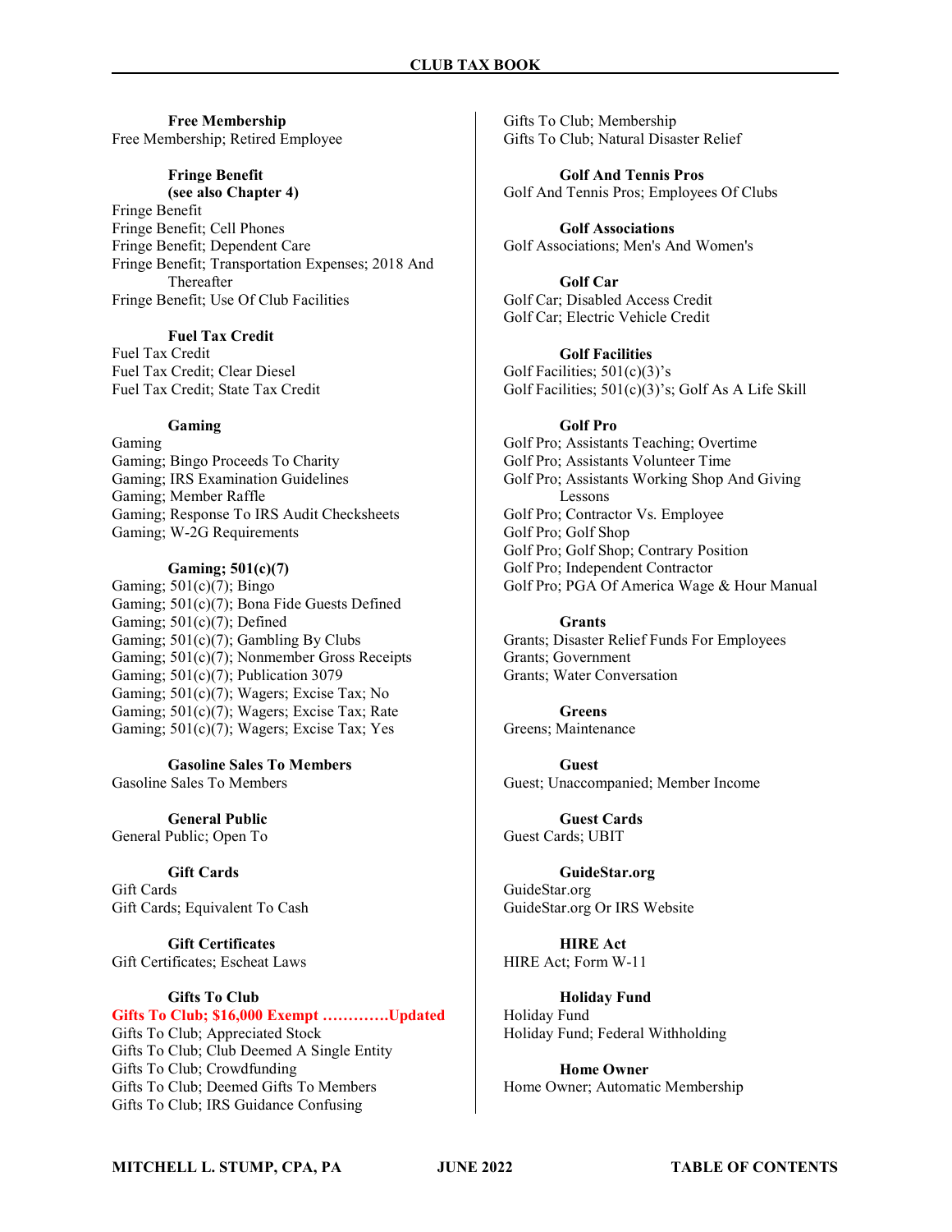**Free Membership**

Free Membership; Retired Employee

**Fringe Benefit**
**(see also Chapter 4)**

Fringe Benefit
Fringe Benefit; Cell Phones
Fringe Benefit; Dependent Care
Fringe Benefit; Transportation Expenses; 2018 And Thereafter
Fringe Benefit; Use Of Club Facilities

**Fuel Tax Credit**

Fuel Tax Credit
Fuel Tax Credit; Clear Diesel
Fuel Tax Credit; State Tax Credit

**Gaming**

Gaming
Gaming; Bingo Proceeds To Charity
Gaming; IRS Examination Guidelines
Gaming; Member Raffle
Gaming; Response To IRS Audit Checksheets
Gaming; W-2G Requirements

**Gaming; 501(c)(7)**

Gaming; 501(c)(7); Bingo
Gaming; 501(c)(7); Bona Fide Guests Defined
Gaming; 501(c)(7); Defined
Gaming; 501(c)(7); Gambling By Clubs
Gaming; 501(c)(7); Nonmember Gross Receipts
Gaming; 501(c)(7); Publication 3079
Gaming; 501(c)(7); Wagers; Excise Tax; No
Gaming; 501(c)(7); Wagers; Excise Tax; Rate
Gaming; 501(c)(7); Wagers; Excise Tax; Yes

**Gasoline Sales To Members**

Gasoline Sales To Members

**General Public**

General Public; Open To

**Gift Cards**

Gift Cards
Gift Cards; Equivalent To Cash

**Gift Certificates**

Gift Certificates; Escheat Laws

**Gifts To Club**

**Gifts To Club; $16,000 Exempt …………Updated**
Gifts To Club; Appreciated Stock
Gifts To Club; Club Deemed A Single Entity
Gifts To Club; Crowdfunding
Gifts To Club; Deemed Gifts To Members
Gifts To Club; IRS Guidance Confusing
Gifts To Club; Membership
Gifts To Club; Natural Disaster Relief

**Golf And Tennis Pros**

Golf And Tennis Pros; Employees Of Clubs

**Golf Associations**

Golf Associations; Men's And Women's

**Golf Car**

Golf Car; Disabled Access Credit
Golf Car; Electric Vehicle Credit

**Golf Facilities**

Golf Facilities; 501(c)(3)'s
Golf Facilities; 501(c)(3)'s; Golf As A Life Skill

**Golf Pro**

Golf Pro; Assistants Teaching; Overtime
Golf Pro; Assistants Volunteer Time
Golf Pro; Assistants Working Shop And Giving Lessons
Golf Pro; Contractor Vs. Employee
Golf Pro; Golf Shop
Golf Pro; Golf Shop; Contrary Position
Golf Pro; Independent Contractor
Golf Pro; PGA Of America Wage & Hour Manual

**Grants**

Grants; Disaster Relief Funds For Employees
Grants; Government
Grants; Water Conversation

**Greens**

Greens; Maintenance

**Guest**

Guest; Unaccompanied; Member Income

**Guest Cards**

Guest Cards; UBIT

**GuideStar.org**

GuideStar.org
GuideStar.org Or IRS Website

**HIRE Act**

HIRE Act; Form W-11

**Holiday Fund**

Holiday Fund
Holiday Fund; Federal Withholding

**Home Owner**

Home Owner; Automatic Membership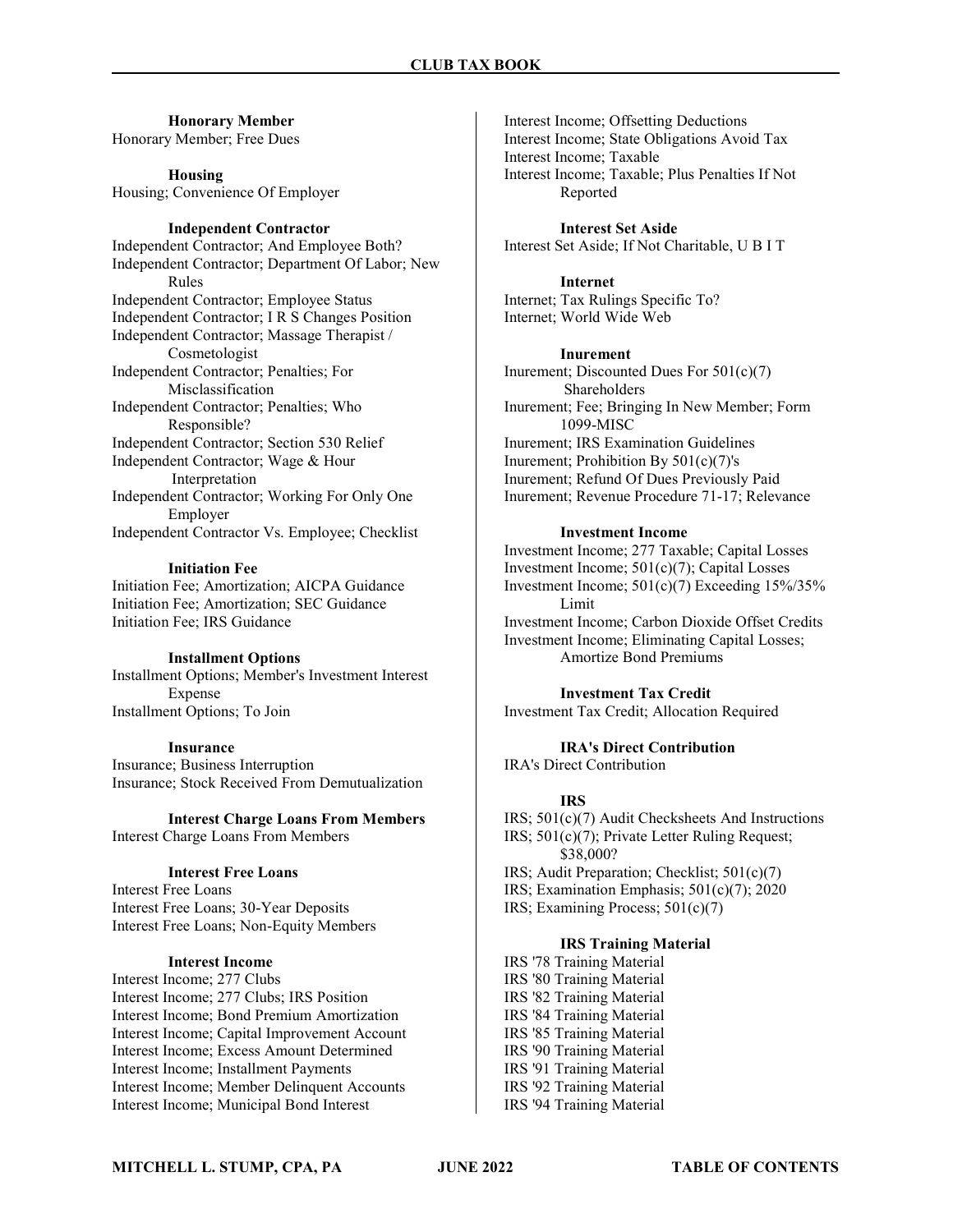**Honorary Member**

Honorary Member; Free Dues

**Housing**

Housing; Convenience Of Employer

**Independent Contractor**

Independent Contractor; And Employee Both?
Independent Contractor; Department Of Labor; New Rules
Independent Contractor; Employee Status
Independent Contractor; I R S Changes Position
Independent Contractor; Massage Therapist / Cosmetologist
Independent Contractor; Penalties; For Misclassification
Independent Contractor; Penalties; Who Responsible?
Independent Contractor; Section 530 Relief
Independent Contractor; Wage & Hour Interpretation
Independent Contractor; Working For Only One Employer
Independent Contractor Vs. Employee; Checklist

**Initiation Fee**

Initiation Fee; Amortization; AICPA Guidance
Initiation Fee; Amortization; SEC Guidance
Initiation Fee; IRS Guidance

**Installment Options**

Installment Options; Member's Investment Interest Expense
Installment Options; To Join

**Insurance**

Insurance; Business Interruption
Insurance; Stock Received From Demutualization

**Interest Charge Loans From Members**

Interest Charge Loans From Members

**Interest Free Loans**

Interest Free Loans
Interest Free Loans; 30-Year Deposits
Interest Free Loans; Non-Equity Members

**Interest Income**

Interest Income; 277 Clubs
Interest Income; 277 Clubs; IRS Position
Interest Income; Bond Premium Amortization
Interest Income; Capital Improvement Account
Interest Income; Excess Amount Determined
Interest Income; Installment Payments
Interest Income; Member Delinquent Accounts
Interest Income; Municipal Bond Interest
Interest Income; Offsetting Deductions
Interest Income; State Obligations Avoid Tax
Interest Income; Taxable
Interest Income; Taxable; Plus Penalties If Not Reported

**Interest Set Aside**

Interest Set Aside; If Not Charitable, U B I T

**Internet**

Internet; Tax Rulings Specific To?
Internet; World Wide Web

**Inurement**

Inurement; Discounted Dues For 501(c)(7) Shareholders
Inurement; Fee; Bringing In New Member; Form 1099-MISC
Inurement; IRS Examination Guidelines
Inurement; Prohibition By 501(c)(7)'s
Inurement; Refund Of Dues Previously Paid
Inurement; Revenue Procedure 71-17; Relevance

**Investment Income**

Investment Income; 277 Taxable; Capital Losses
Investment Income; 501(c)(7); Capital Losses
Investment Income; 501(c)(7) Exceeding 15%/35% Limit
Investment Income; Carbon Dioxide Offset Credits
Investment Income; Eliminating Capital Losses; Amortize Bond Premiums

**Investment Tax Credit**

Investment Tax Credit; Allocation Required

**IRA's Direct Contribution**

IRA's Direct Contribution

**IRS**

IRS; 501(c)(7) Audit Checksheets And Instructions
IRS; 501(c)(7); Private Letter Ruling Request; $38,000?
IRS; Audit Preparation; Checklist; 501(c)(7)
IRS; Examination Emphasis; 501(c)(7); 2020
IRS; Examining Process; 501(c)(7)

**IRS Training Material**

IRS '78 Training Material
IRS '80 Training Material
IRS '82 Training Material
IRS '84 Training Material
IRS '85 Training Material
IRS '90 Training Material
IRS '91 Training Material
IRS '92 Training Material
IRS '94 Training Material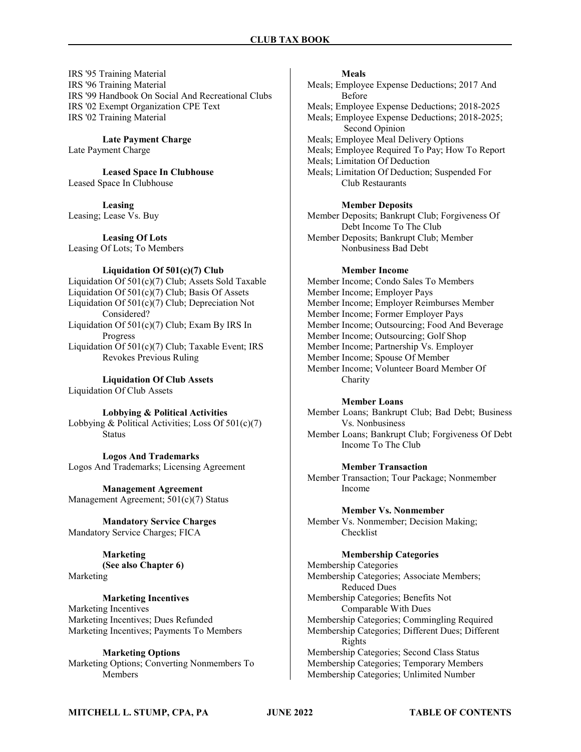IRS '95 Training Material
IRS '96 Training Material
IRS '99 Handbook On Social And Recreational Clubs
IRS '02 Exempt Organization CPE Text
IRS '02 Training Material

**Late Payment Charge**

Late Payment Charge

**Leased Space In Clubhouse**

Leased Space In Clubhouse

**Leasing**

Leasing; Lease Vs. Buy

**Leasing Of Lots**

Leasing Of Lots; To Members

**Liquidation Of 501(c)(7) Club**

Liquidation Of 501(c)(7) Club; Assets Sold Taxable
Liquidation Of 501(c)(7) Club; Basis Of Assets
Liquidation Of 501(c)(7) Club; Depreciation Not Considered?
Liquidation Of 501(c)(7) Club; Exam By IRS In Progress
Liquidation Of 501(c)(7) Club; Taxable Event; IRS Revokes Previous Ruling

**Liquidation Of Club Assets**

Liquidation Of Club Assets

**Lobbying & Political Activities**

Lobbying & Political Activities; Loss Of 501(c)(7) Status

**Logos And Trademarks**

Logos And Trademarks; Licensing Agreement

**Management Agreement**

Management Agreement; 501(c)(7) Status

**Mandatory Service Charges**

Mandatory Service Charges; FICA

**Marketing**
**(See also Chapter 6)**

Marketing

**Marketing Incentives**

Marketing Incentives
Marketing Incentives; Dues Refunded
Marketing Incentives; Payments To Members

**Marketing Options**

Marketing Options; Converting Nonmembers To Members

**Meals**

Meals; Employee Expense Deductions; 2017 And Before
Meals; Employee Expense Deductions; 2018-2025
Meals; Employee Expense Deductions; 2018-2025; Second Opinion
Meals; Employee Meal Delivery Options
Meals; Employee Required To Pay; How To Report
Meals; Limitation Of Deduction
Meals; Limitation Of Deduction; Suspended For Club Restaurants

**Member Deposits**

Member Deposits; Bankrupt Club; Forgiveness Of Debt Income To The Club
Member Deposits; Bankrupt Club; Member Nonbusiness Bad Debt

**Member Income**

Member Income; Condo Sales To Members
Member Income; Employer Pays
Member Income; Employer Reimburses Member
Member Income; Former Employer Pays
Member Income; Outsourcing; Food And Beverage
Member Income; Outsourcing; Golf Shop
Member Income; Partnership Vs. Employer
Member Income; Spouse Of Member
Member Income; Volunteer Board Member Of Charity

**Member Loans**

Member Loans; Bankrupt Club; Bad Debt; Business Vs. Nonbusiness
Member Loans; Bankrupt Club; Forgiveness Of Debt Income To The Club

**Member Transaction**

Member Transaction; Tour Package; Nonmember Income

**Member Vs. Nonmember**

Member Vs. Nonmember; Decision Making; Checklist

**Membership Categories**

Membership Categories
Membership Categories; Associate Members; Reduced Dues
Membership Categories; Benefits Not Comparable With Dues
Membership Categories; Commingling Required
Membership Categories; Different Dues; Different Rights
Membership Categories; Second Class Status
Membership Categories; Temporary Members
Membership Categories; Unlimited Number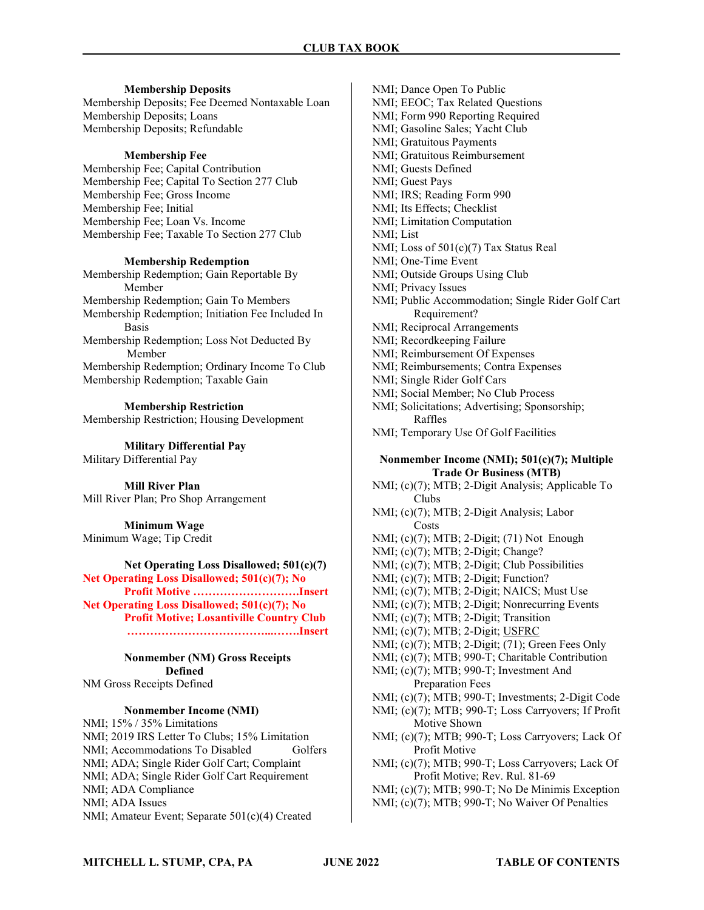**Membership Deposits**

Membership Deposits; Fee Deemed Nontaxable Loan
Membership Deposits; Loans
Membership Deposits; Refundable

**Membership Fee**

Membership Fee; Capital Contribution
Membership Fee; Capital To Section 277 Club
Membership Fee; Gross Income
Membership Fee; Initial
Membership Fee; Loan Vs. Income
Membership Fee; Taxable To Section 277 Club

**Membership Redemption**

Membership Redemption; Gain Reportable By Member
Membership Redemption; Gain To Members
Membership Redemption; Initiation Fee Included In Basis
Membership Redemption; Loss Not Deducted By Member
Membership Redemption; Ordinary Income To Club
Membership Redemption; Taxable Gain

**Membership Restriction**

Membership Restriction; Housing Development

**Military Differential Pay**

Military Differential Pay

**Mill River Plan**

Mill River Plan; Pro Shop Arrangement

**Minimum Wage**

Minimum Wage; Tip Credit

**Net Operating Loss Disallowed; 501(c)(7)**

**Net Operating Loss Disallowed; 501(c)(7); No Profit Motive ……………………….Insert**
**Net Operating Loss Disallowed; 501(c)(7); No Profit Motive; Losantiville Country Club ……………………………...…….Insert**

**Nonmember (NM) Gross Receipts Defined**

NM Gross Receipts Defined

**Nonmember Income (NMI)**

NMI; 15% / 35% Limitations
NMI; 2019 IRS Letter To Clubs; 15% Limitation
NMI; Accommodations To Disabled Golfers
NMI; ADA; Single Rider Golf Cart; Complaint
NMI; ADA; Single Rider Golf Cart Requirement
NMI; ADA Compliance
NMI; ADA Issues
NMI; Amateur Event; Separate 501(c)(4) Created
NMI; Dance Open To Public
NMI; EEOC; Tax Related Questions
NMI; Form 990 Reporting Required
NMI; Gasoline Sales; Yacht Club
NMI; Gratuitous Payments
NMI; Gratuitous Reimbursement
NMI; Guests Defined
NMI; Guest Pays
NMI; IRS; Reading Form 990
NMI; Its Effects; Checklist
NMI; Limitation Computation
NMI; List
NMI; Loss of 501(c)(7) Tax Status Real
NMI; One-Time Event
NMI; Outside Groups Using Club
NMI; Privacy Issues
NMI; Public Accommodation; Single Rider Golf Cart Requirement?
NMI; Reciprocal Arrangements
NMI; Recordkeeping Failure
NMI; Reimbursement Of Expenses
NMI; Reimbursements; Contra Expenses
NMI; Single Rider Golf Cars
NMI; Social Member; No Club Process
NMI; Solicitations; Advertising; Sponsorship; Raffles
NMI; Temporary Use Of Golf Facilities

**Nonmember Income (NMI); 501(c)(7); Multiple Trade Or Business (MTB)**

NMI; (c)(7); MTB; 2-Digit Analysis; Applicable To Clubs
NMI; (c)(7); MTB; 2-Digit Analysis; Labor Costs
NMI; (c)(7); MTB; 2-Digit; (71) Not Enough
NMI; (c)(7); MTB; 2-Digit; Change?
NMI; (c)(7); MTB; 2-Digit; Club Possibilities
NMI; (c)(7); MTB; 2-Digit; Function?
NMI; (c)(7); MTB; 2-Digit; NAICS; Must Use
NMI; (c)(7); MTB; 2-Digit; Nonrecurring Events
NMI; (c)(7); MTB; 2-Digit; Transition
NMI; (c)(7); MTB; 2-Digit; USFRC
NMI; (c)(7); MTB; 2-Digit; (71); Green Fees Only
NMI; (c)(7); MTB; 990-T; Charitable Contribution
NMI; (c)(7); MTB; 990-T; Investment And Preparation Fees
NMI; (c)(7); MTB; 990-T; Investments; 2-Digit Code
NMI; (c)(7); MTB; 990-T; Loss Carryovers; If Profit Motive Shown
NMI; (c)(7); MTB; 990-T; Loss Carryovers; Lack Of Profit Motive
NMI; (c)(7); MTB; 990-T; Loss Carryovers; Lack Of Profit Motive; Rev. Rul. 81-69
NMI; (c)(7); MTB; 990-T; No De Minimis Exception
NMI; (c)(7); MTB; 990-T; No Waiver Of Penalties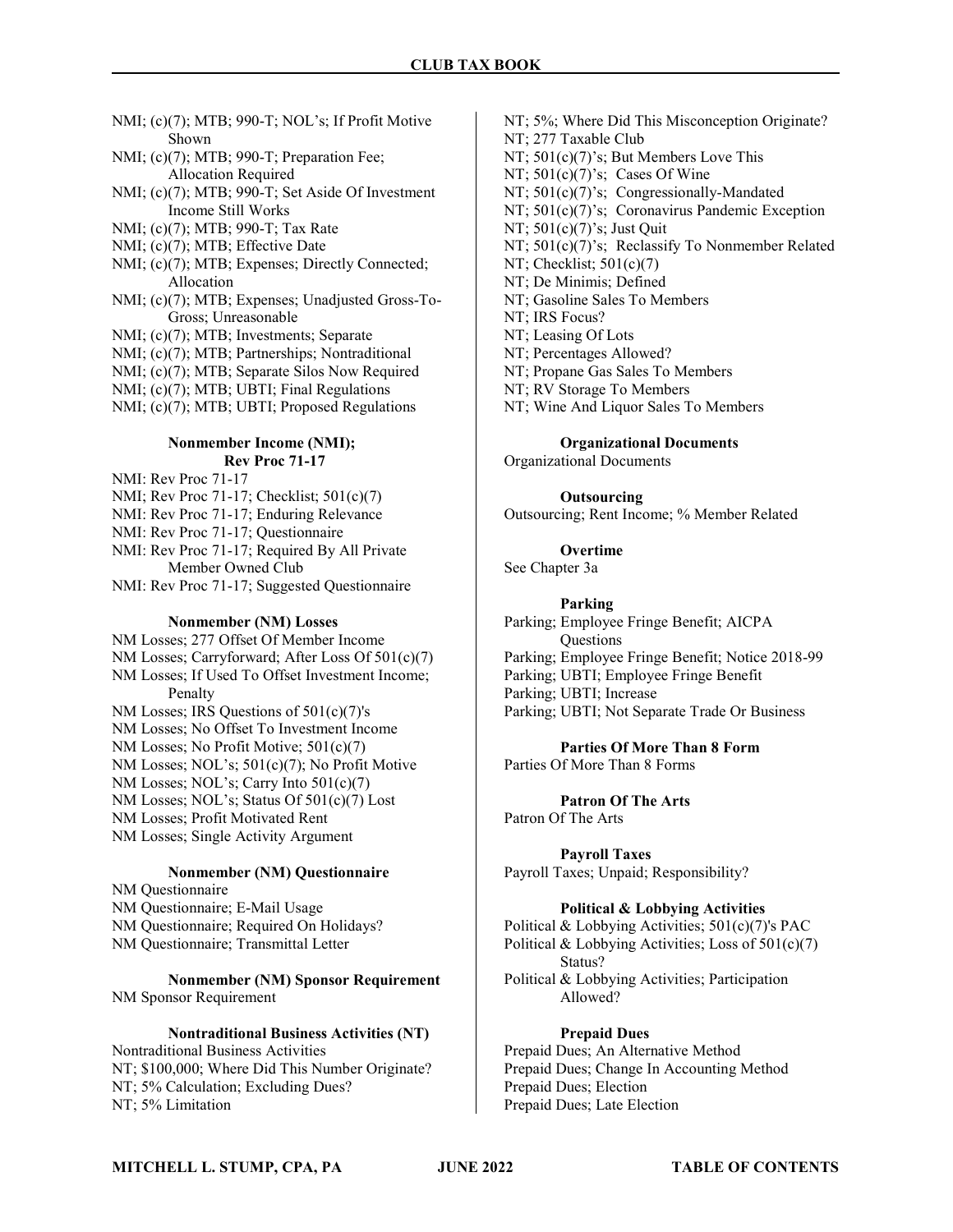NMI; (c)(7); MTB; 990-T; NOL's; If Profit Motive Shown
NMI; (c)(7); MTB; 990-T; Preparation Fee; Allocation Required
NMI; (c)(7); MTB; 990-T; Set Aside Of Investment Income Still Works
NMI; (c)(7); MTB; 990-T; Tax Rate
NMI; (c)(7); MTB; Effective Date
NMI; (c)(7); MTB; Expenses; Directly Connected; Allocation
NMI; (c)(7); MTB; Expenses; Unadjusted Gross-To-Gross; Unreasonable
NMI; (c)(7); MTB; Investments; Separate
NMI; (c)(7); MTB; Partnerships; Nontraditional
NMI; (c)(7); MTB; Separate Silos Now Required
NMI; (c)(7); MTB; UBTI; Final Regulations
NMI; (c)(7); MTB; UBTI; Proposed Regulations

**Nonmember Income (NMI); Rev Proc 71-17**

NMI: Rev Proc 71-17
NMI; Rev Proc 71-17; Checklist; 501(c)(7)
NMI: Rev Proc 71-17; Enduring Relevance
NMI: Rev Proc 71-17; Questionnaire
NMI: Rev Proc 71-17; Required By All Private Member Owned Club
NMI: Rev Proc 71-17; Suggested Questionnaire

**Nonmember (NM) Losses**

NM Losses; 277 Offset Of Member Income
NM Losses; Carryforward; After Loss Of 501(c)(7)
NM Losses; If Used To Offset Investment Income; Penalty
NM Losses; IRS Questions of 501(c)(7)'s
NM Losses; No Offset To Investment Income
NM Losses; No Profit Motive; 501(c)(7)
NM Losses; NOL's; 501(c)(7); No Profit Motive
NM Losses; NOL's; Carry Into 501(c)(7)
NM Losses; NOL's; Status Of 501(c)(7) Lost
NM Losses; Profit Motivated Rent
NM Losses; Single Activity Argument

**Nonmember (NM) Questionnaire**

NM Questionnaire
NM Questionnaire; E-Mail Usage
NM Questionnaire; Required On Holidays?
NM Questionnaire; Transmittal Letter

**Nonmember (NM) Sponsor Requirement**

NM Sponsor Requirement

**Nontraditional Business Activities (NT)**

Nontraditional Business Activities
NT; $100,000; Where Did This Number Originate?
NT; 5% Calculation; Excluding Dues?
NT; 5% Limitation
NT; 5%; Where Did This Misconception Originate?
NT; 277 Taxable Club
NT; 501(c)(7)'s; But Members Love This
NT; 501(c)(7)'s; Cases Of Wine
NT; 501(c)(7)'s; Congressionally-Mandated
NT; 501(c)(7)'s; Coronavirus Pandemic Exception
NT; 501(c)(7)'s; Just Quit
NT; 501(c)(7)'s; Reclassify To Nonmember Related
NT; Checklist; 501(c)(7)
NT; De Minimis; Defined
NT; Gasoline Sales To Members
NT; IRS Focus?
NT; Leasing Of Lots
NT; Percentages Allowed?
NT; Propane Gas Sales To Members
NT; RV Storage To Members
NT; Wine And Liquor Sales To Members

**Organizational Documents**

Organizational Documents

**Outsourcing**

Outsourcing; Rent Income; % Member Related

**Overtime**

See Chapter 3a

**Parking**

Parking; Employee Fringe Benefit; AICPA Questions
Parking; Employee Fringe Benefit; Notice 2018-99
Parking; UBTI; Employee Fringe Benefit
Parking; UBTI; Increase
Parking; UBTI; Not Separate Trade Or Business

**Parties Of More Than 8 Form**

Parties Of More Than 8 Forms

**Patron Of The Arts**

Patron Of The Arts

**Payroll Taxes**

Payroll Taxes; Unpaid; Responsibility?

**Political & Lobbying Activities**

Political & Lobbying Activities; 501(c)(7)'s PAC
Political & Lobbying Activities; Loss of 501(c)(7) Status?
Political & Lobbying Activities; Participation Allowed?

**Prepaid Dues**

Prepaid Dues; An Alternative Method
Prepaid Dues; Change In Accounting Method
Prepaid Dues; Election
Prepaid Dues; Late Election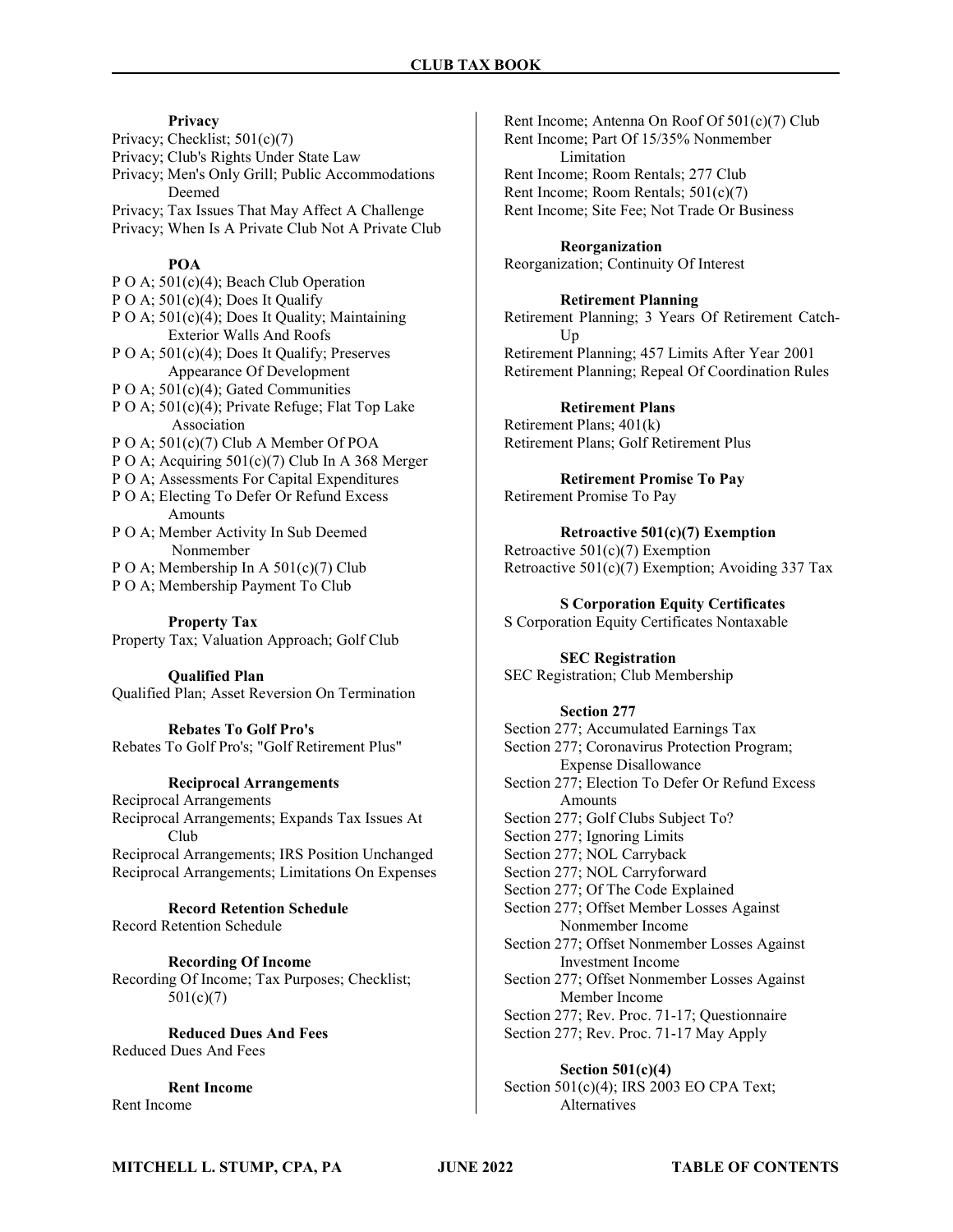### Privacy

Privacy; Checklist; 501(c)(7)
Privacy; Club's Rights Under State Law
Privacy; Men's Only Grill; Public Accommodations Deemed
Privacy; Tax Issues That May Affect A Challenge
Privacy; When Is A Private Club Not A Private Club

### POA

P O A; 501(c)(4); Beach Club Operation
P O A; 501(c)(4); Does It Qualify
P O A; 501(c)(4); Does It Quality; Maintaining Exterior Walls And Roofs
P O A; 501(c)(4); Does It Qualify; Preserves Appearance Of Development
P O A; 501(c)(4); Gated Communities
P O A; 501(c)(4); Private Refuge; Flat Top Lake Association
P O A; 501(c)(7) Club A Member Of POA
P O A; Acquiring 501(c)(7) Club In A 368 Merger
P O A; Assessments For Capital Expenditures
P O A; Electing To Defer Or Refund Excess Amounts
P O A; Member Activity In Sub Deemed Nonmember
P O A; Membership In A 501(c)(7) Club
P O A; Membership Payment To Club

### Property Tax

Property Tax; Valuation Approach; Golf Club

### Qualified Plan

Qualified Plan; Asset Reversion On Termination

### Rebates To Golf Pro's

Rebates To Golf Pro's; "Golf Retirement Plus"

### Reciprocal Arrangements

Reciprocal Arrangements
Reciprocal Arrangements; Expands Tax Issues At Club
Reciprocal Arrangements; IRS Position Unchanged
Reciprocal Arrangements; Limitations On Expenses

### Record Retention Schedule

Record Retention Schedule

### Recording Of Income

Recording Of Income; Tax Purposes; Checklist; 501(c)(7)

### Reduced Dues And Fees

Reduced Dues And Fees

### Rent Income

Rent Income
Rent Income; Antenna On Roof Of 501(c)(7) Club
Rent Income; Part Of 15/35% Nonmember Limitation
Rent Income; Room Rentals; 277 Club
Rent Income; Room Rentals; 501(c)(7)
Rent Income; Site Fee; Not Trade Or Business

### Reorganization

Reorganization; Continuity Of Interest

### Retirement Planning

Retirement Planning; 3 Years Of Retirement Catch-Up
Retirement Planning; 457 Limits After Year 2001
Retirement Planning; Repeal Of Coordination Rules

### Retirement Plans

Retirement Plans; 401(k)
Retirement Plans; Golf Retirement Plus

### Retirement Promise To Pay

Retirement Promise To Pay

### Retroactive 501(c)(7) Exemption

Retroactive 501(c)(7) Exemption
Retroactive 501(c)(7) Exemption; Avoiding 337 Tax

### S Corporation Equity Certificates

S Corporation Equity Certificates Nontaxable

### SEC Registration

SEC Registration; Club Membership

### Section 277

Section 277; Accumulated Earnings Tax
Section 277; Coronavirus Protection Program; Expense Disallowance
Section 277; Election To Defer Or Refund Excess Amounts
Section 277; Golf Clubs Subject To?
Section 277; Ignoring Limits
Section 277; NOL Carryback
Section 277; NOL Carryforward
Section 277; Of The Code Explained
Section 277; Offset Member Losses Against Nonmember Income
Section 277; Offset Nonmember Losses Against Investment Income
Section 277; Offset Nonmember Losses Against Member Income
Section 277; Rev. Proc. 71-17; Questionnaire
Section 277; Rev. Proc. 71-17 May Apply

### Section 501(c)(4)

Section 501(c)(4); IRS 2003 EO CPA Text; Alternatives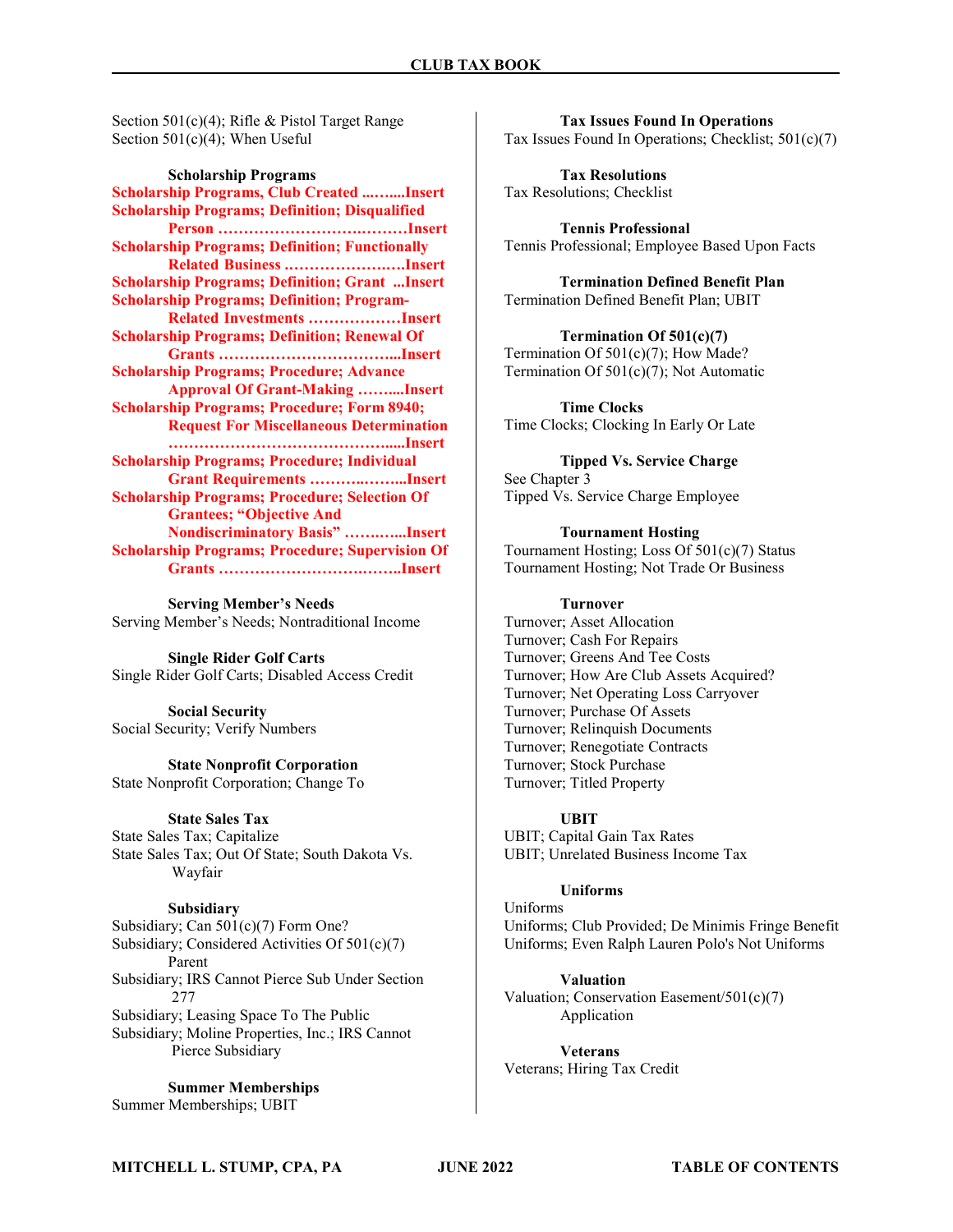Section 501(c)(4); Rifle & Pistol Target Range
Section 501(c)(4); When Useful

**Scholarship Programs**

**Scholarship Programs, Club Created ...…....Insert**
**Scholarship Programs; Definition; Disqualified Person ……………………….………Insert**
**Scholarship Programs; Definition; Functionally Related Business ………………….….Insert**
**Scholarship Programs; Definition; Grant ...Insert**
**Scholarship Programs; Definition; Program-Related Investments ………………Insert**
**Scholarship Programs; Definition; Renewal Of Grants ……………………………...Insert**
**Scholarship Programs; Procedure; Advance Approval Of Grant-Making ……....Insert**
**Scholarship Programs; Procedure; Form 8940; Request For Miscellaneous Determination ……………………………………....Insert**
**Scholarship Programs; Procedure; Individual Grant Requirements ……….……...Insert**
**Scholarship Programs; Procedure; Selection Of Grantees; "Objective And Nondiscriminatory Basis" ……….…...Insert**
**Scholarship Programs; Procedure; Supervision Of Grants ……………………….……..Insert**

**Serving Member's Needs**

Serving Member's Needs; Nontraditional Income

**Single Rider Golf Carts**

Single Rider Golf Carts; Disabled Access Credit

**Social Security**

Social Security; Verify Numbers

**State Nonprofit Corporation**

State Nonprofit Corporation; Change To

**State Sales Tax**

State Sales Tax; Capitalize
State Sales Tax; Out Of State; South Dakota Vs. Wayfair

**Subsidiary**

Subsidiary; Can 501(c)(7) Form One?
Subsidiary; Considered Activities Of 501(c)(7) Parent
Subsidiary; IRS Cannot Pierce Sub Under Section 277
Subsidiary; Leasing Space To The Public
Subsidiary; Moline Properties, Inc.; IRS Cannot Pierce Subsidiary

**Summer Memberships**

Summer Memberships; UBIT

**Tax Issues Found In Operations**

Tax Issues Found In Operations; Checklist; 501(c)(7)

**Tax Resolutions**

Tax Resolutions; Checklist

**Tennis Professional**

Tennis Professional; Employee Based Upon Facts

**Termination Defined Benefit Plan**

Termination Defined Benefit Plan; UBIT

**Termination Of 501(c)(7)**

Termination Of 501(c)(7); How Made?
Termination Of 501(c)(7); Not Automatic

**Time Clocks**

Time Clocks; Clocking In Early Or Late

**Tipped Vs. Service Charge**

See Chapter 3
Tipped Vs. Service Charge Employee

**Tournament Hosting**

Tournament Hosting; Loss Of 501(c)(7) Status
Tournament Hosting; Not Trade Or Business

**Turnover**

Turnover; Asset Allocation
Turnover; Cash For Repairs
Turnover; Greens And Tee Costs
Turnover; How Are Club Assets Acquired?
Turnover; Net Operating Loss Carryover
Turnover; Purchase Of Assets
Turnover; Relinquish Documents
Turnover; Renegotiate Contracts
Turnover; Stock Purchase
Turnover; Titled Property

**UBIT**

UBIT; Capital Gain Tax Rates
UBIT; Unrelated Business Income Tax

**Uniforms**

Uniforms
Uniforms; Club Provided; De Minimis Fringe Benefit
Uniforms; Even Ralph Lauren Polo's Not Uniforms

**Valuation**

Valuation; Conservation Easement/501(c)(7) Application

**Veterans**

Veterans; Hiring Tax Credit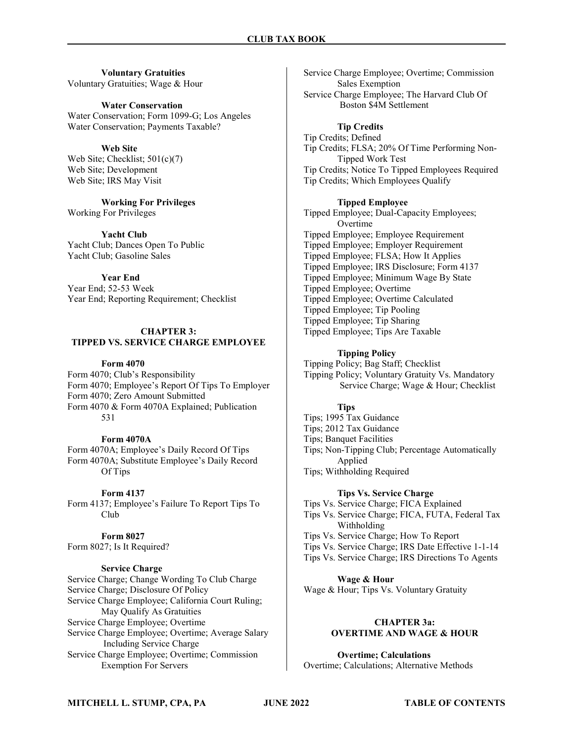**Voluntary Gratuities**

Voluntary Gratuities; Wage & Hour

**Water Conservation**

Water Conservation; Form 1099-G; Los Angeles
Water Conservation; Payments Taxable?

**Web Site**

Web Site; Checklist; 501(c)(7)
Web Site; Development
Web Site; IRS May Visit

**Working For Privileges**

Working For Privileges

**Yacht Club**

Yacht Club; Dances Open To Public
Yacht Club; Gasoline Sales

**Year End**

Year End; 52-53 Week
Year End; Reporting Requirement; Checklist

## CHAPTER 3: TIPPED VS. SERVICE CHARGE EMPLOYEE

**Form 4070**

Form 4070; Club's Responsibility
Form 4070; Employee's Report Of Tips To Employer
Form 4070; Zero Amount Submitted
Form 4070 & Form 4070A Explained; Publication 531

**Form 4070A**

Form 4070A; Employee's Daily Record Of Tips
Form 4070A; Substitute Employee's Daily Record Of Tips

**Form 4137**

Form 4137; Employee's Failure To Report Tips To Club

**Form 8027**

Form 8027; Is It Required?

**Service Charge**

Service Charge; Change Wording To Club Charge
Service Charge; Disclosure Of Policy
Service Charge Employee; California Court Ruling; May Qualify As Gratuities
Service Charge Employee; Overtime
Service Charge Employee; Overtime; Average Salary Including Service Charge
Service Charge Employee; Overtime; Commission Exemption For Servers
Service Charge Employee; Overtime; Commission Sales Exemption
Service Charge Employee; The Harvard Club Of Boston $4M Settlement

**Tip Credits**

Tip Credits; Defined
Tip Credits; FLSA; 20% Of Time Performing Non-Tipped Work Test
Tip Credits; Notice To Tipped Employees Required
Tip Credits; Which Employees Qualify

**Tipped Employee**

Tipped Employee; Dual-Capacity Employees; Overtime
Tipped Employee; Employee Requirement
Tipped Employee; Employer Requirement
Tipped Employee; FLSA; How It Applies
Tipped Employee; IRS Disclosure; Form 4137
Tipped Employee; Minimum Wage By State
Tipped Employee; Overtime
Tipped Employee; Overtime Calculated
Tipped Employee; Tip Pooling
Tipped Employee; Tip Sharing
Tipped Employee; Tips Are Taxable

**Tipping Policy**

Tipping Policy; Bag Staff; Checklist
Tipping Policy; Voluntary Gratuity Vs. Mandatory Service Charge; Wage & Hour; Checklist

**Tips**

Tips; 1995 Tax Guidance
Tips; 2012 Tax Guidance
Tips; Banquet Facilities
Tips; Non-Tipping Club; Percentage Automatically Applied
Tips; Withholding Required

**Tips Vs. Service Charge**

Tips Vs. Service Charge; FICA Explained
Tips Vs. Service Charge; FICA, FUTA, Federal Tax Withholding
Tips Vs. Service Charge; How To Report
Tips Vs. Service Charge; IRS Date Effective 1-1-14
Tips Vs. Service Charge; IRS Directions To Agents

**Wage & Hour**

Wage & Hour; Tips Vs. Voluntary Gratuity

## CHAPTER 3a: OVERTIME AND WAGE & HOUR

**Overtime; Calculations**

Overtime; Calculations; Alternative Methods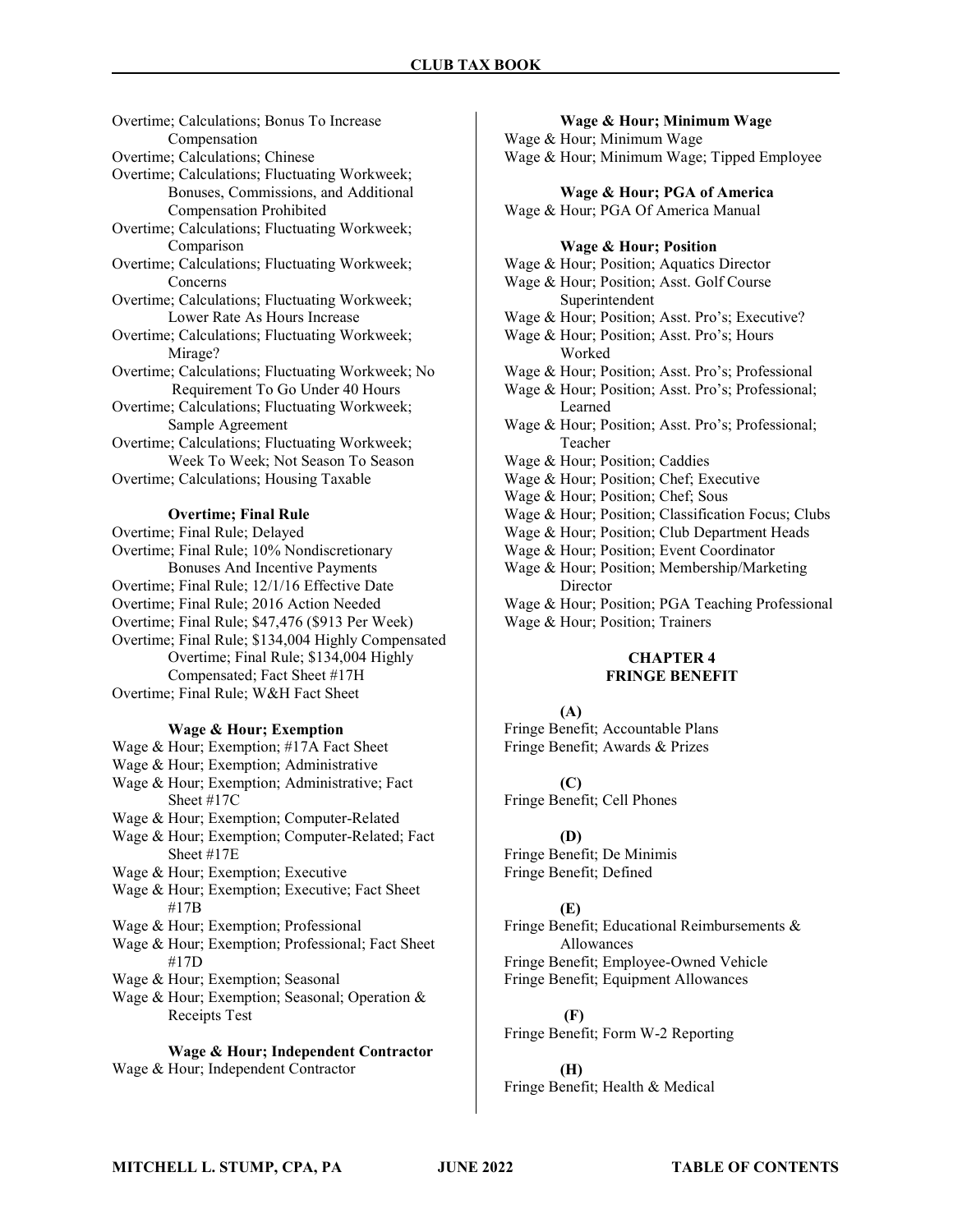Overtime; Calculations; Bonus To Increase Compensation
Overtime; Calculations; Chinese
Overtime; Calculations; Fluctuating Workweek; Bonuses, Commissions, and Additional Compensation Prohibited
Overtime; Calculations; Fluctuating Workweek; Comparison
Overtime; Calculations; Fluctuating Workweek; Concerns
Overtime; Calculations; Fluctuating Workweek; Lower Rate As Hours Increase
Overtime; Calculations; Fluctuating Workweek; Mirage?
Overtime; Calculations; Fluctuating Workweek; No Requirement To Go Under 40 Hours
Overtime; Calculations; Fluctuating Workweek; Sample Agreement
Overtime; Calculations; Fluctuating Workweek; Week To Week; Not Season To Season
Overtime; Calculations; Housing Taxable

**Overtime; Final Rule**

Overtime; Final Rule; Delayed
Overtime; Final Rule; 10% Nondiscretionary Bonuses And Incentive Payments
Overtime; Final Rule; 12/1/16 Effective Date
Overtime; Final Rule; 2016 Action Needed
Overtime; Final Rule; $47,476 ($913 Per Week)
Overtime; Final Rule; $134,004 Highly Compensated
Overtime; Final Rule; $134,004 Highly Compensated; Fact Sheet #17H
Overtime; Final Rule; W&H Fact Sheet

**Wage & Hour; Exemption**

Wage & Hour; Exemption; #17A Fact Sheet
Wage & Hour; Exemption; Administrative
Wage & Hour; Exemption; Administrative; Fact Sheet #17C
Wage & Hour; Exemption; Computer-Related
Wage & Hour; Exemption; Computer-Related; Fact Sheet #17E
Wage & Hour; Exemption; Executive
Wage & Hour; Exemption; Executive; Fact Sheet #17B
Wage & Hour; Exemption; Professional
Wage & Hour; Exemption; Professional; Fact Sheet #17D
Wage & Hour; Exemption; Seasonal
Wage & Hour; Exemption; Seasonal; Operation & Receipts Test

**Wage & Hour; Independent Contractor**

Wage & Hour; Independent Contractor

**Wage & Hour; Minimum Wage**

Wage & Hour; Minimum Wage
Wage & Hour; Minimum Wage; Tipped Employee

**Wage & Hour; PGA of America**

Wage & Hour; PGA Of America Manual

**Wage & Hour; Position**

Wage & Hour; Position; Aquatics Director
Wage & Hour; Position; Asst. Golf Course Superintendent
Wage & Hour; Position; Asst. Pro's; Executive?
Wage & Hour; Position; Asst. Pro's; Hours Worked
Wage & Hour; Position; Asst. Pro's; Professional
Wage & Hour; Position; Asst. Pro's; Professional; Learned
Wage & Hour; Position; Asst. Pro's; Professional; Teacher
Wage & Hour; Position; Caddies
Wage & Hour; Position; Chef; Executive
Wage & Hour; Position; Chef; Sous
Wage & Hour; Position; Classification Focus; Clubs
Wage & Hour; Position; Club Department Heads
Wage & Hour; Position; Event Coordinator
Wage & Hour; Position; Membership/Marketing Director
Wage & Hour; Position; PGA Teaching Professional
Wage & Hour; Position; Trainers

## CHAPTER 4
## FRINGE BENEFIT

**(A)**

Fringe Benefit; Accountable Plans
Fringe Benefit; Awards & Prizes

**(C)**

Fringe Benefit; Cell Phones

**(D)**

Fringe Benefit; De Minimis
Fringe Benefit; Defined

**(E)**

Fringe Benefit; Educational Reimbursements & Allowances
Fringe Benefit; Employee-Owned Vehicle
Fringe Benefit; Equipment Allowances

**(F)**

Fringe Benefit; Form W-2 Reporting

**(H)**

Fringe Benefit; Health & Medical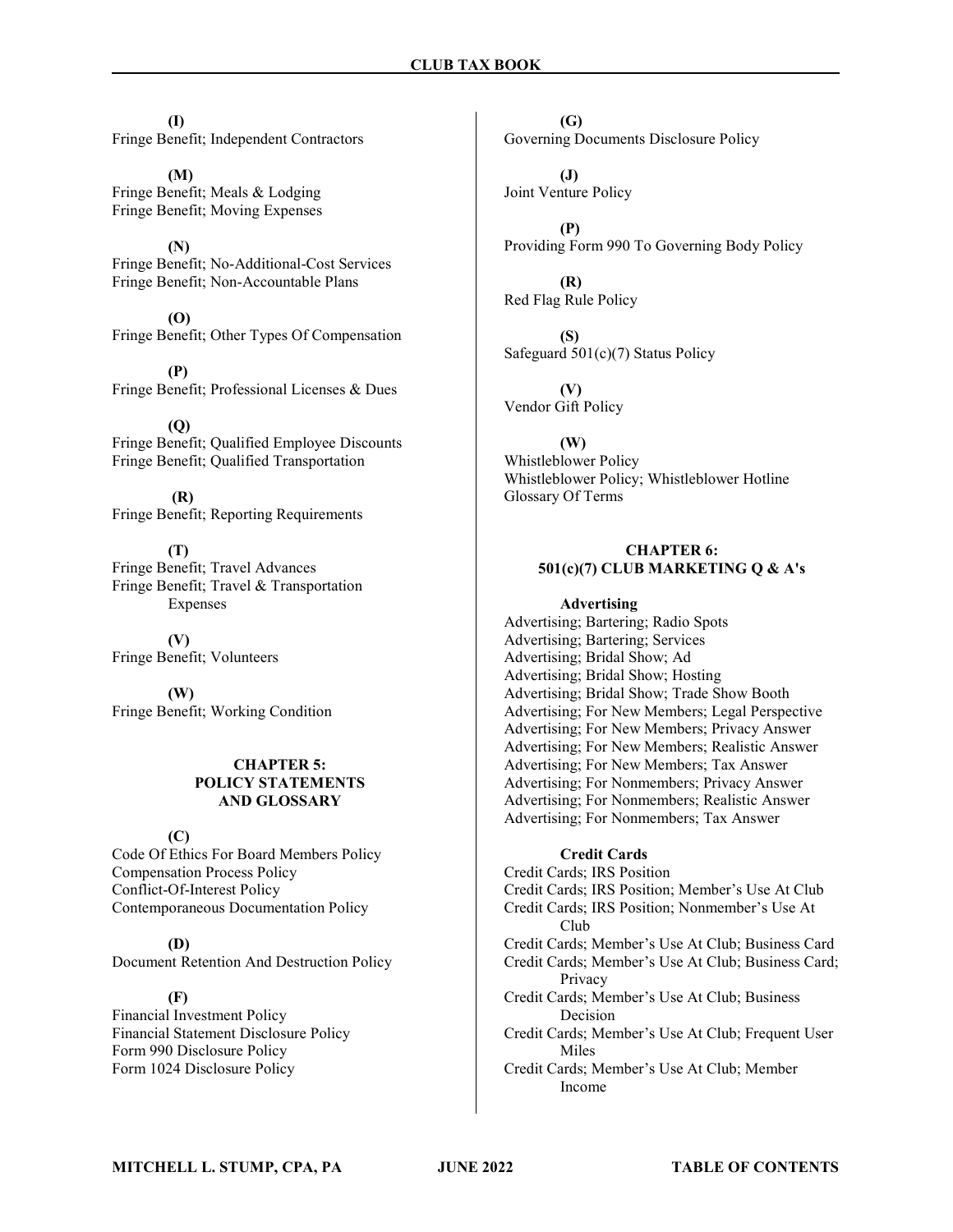**(I)**

Fringe Benefit; Independent Contractors

**(M)**

Fringe Benefit; Meals & Lodging
Fringe Benefit; Moving Expenses

**(N)**

Fringe Benefit; No-Additional-Cost Services
Fringe Benefit; Non-Accountable Plans

**(O)**

Fringe Benefit; Other Types Of Compensation

**(P)**

Fringe Benefit; Professional Licenses & Dues

**(Q)**

Fringe Benefit; Qualified Employee Discounts
Fringe Benefit; Qualified Transportation

**(R)**

Fringe Benefit; Reporting Requirements

**(T)**

Fringe Benefit; Travel Advances
Fringe Benefit; Travel & Transportation Expenses

**(V)**

Fringe Benefit; Volunteers

**(W)**

Fringe Benefit; Working Condition

## CHAPTER 5: POLICY STATEMENTS AND GLOSSARY

**(C)**

Code Of Ethics For Board Members Policy
Compensation Process Policy
Conflict-Of-Interest Policy
Contemporaneous Documentation Policy

**(D)**

Document Retention And Destruction Policy

**(F)**

Financial Investment Policy
Financial Statement Disclosure Policy
Form 990 Disclosure Policy
Form 1024 Disclosure Policy

**(G)**

Governing Documents Disclosure Policy

**(J)**

Joint Venture Policy

**(P)**

Providing Form 990 To Governing Body Policy

**(R)**

Red Flag Rule Policy

**(S)**

Safeguard 501(c)(7) Status Policy

**(V)**

Vendor Gift Policy

**(W)**

Whistleblower Policy
Whistleblower Policy; Whistleblower Hotline
Glossary Of Terms

## CHAPTER 6: 501(c)(7) CLUB MARKETING Q & A's

**Advertising**

Advertising; Bartering; Radio Spots
Advertising; Bartering; Services
Advertising; Bridal Show; Ad
Advertising; Bridal Show; Hosting
Advertising; Bridal Show; Trade Show Booth
Advertising; For New Members; Legal Perspective
Advertising; For New Members; Privacy Answer
Advertising; For New Members; Realistic Answer
Advertising; For New Members; Tax Answer
Advertising; For Nonmembers; Privacy Answer
Advertising; For Nonmembers; Realistic Answer
Advertising; For Nonmembers; Tax Answer

**Credit Cards**

Credit Cards; IRS Position
Credit Cards; IRS Position; Member's Use At Club
Credit Cards; IRS Position; Nonmember's Use At Club
Credit Cards; Member's Use At Club; Business Card
Credit Cards; Member's Use At Club; Business Card; Privacy
Credit Cards; Member's Use At Club; Business Decision
Credit Cards; Member's Use At Club; Frequent User Miles
Credit Cards; Member's Use At Club; Member Income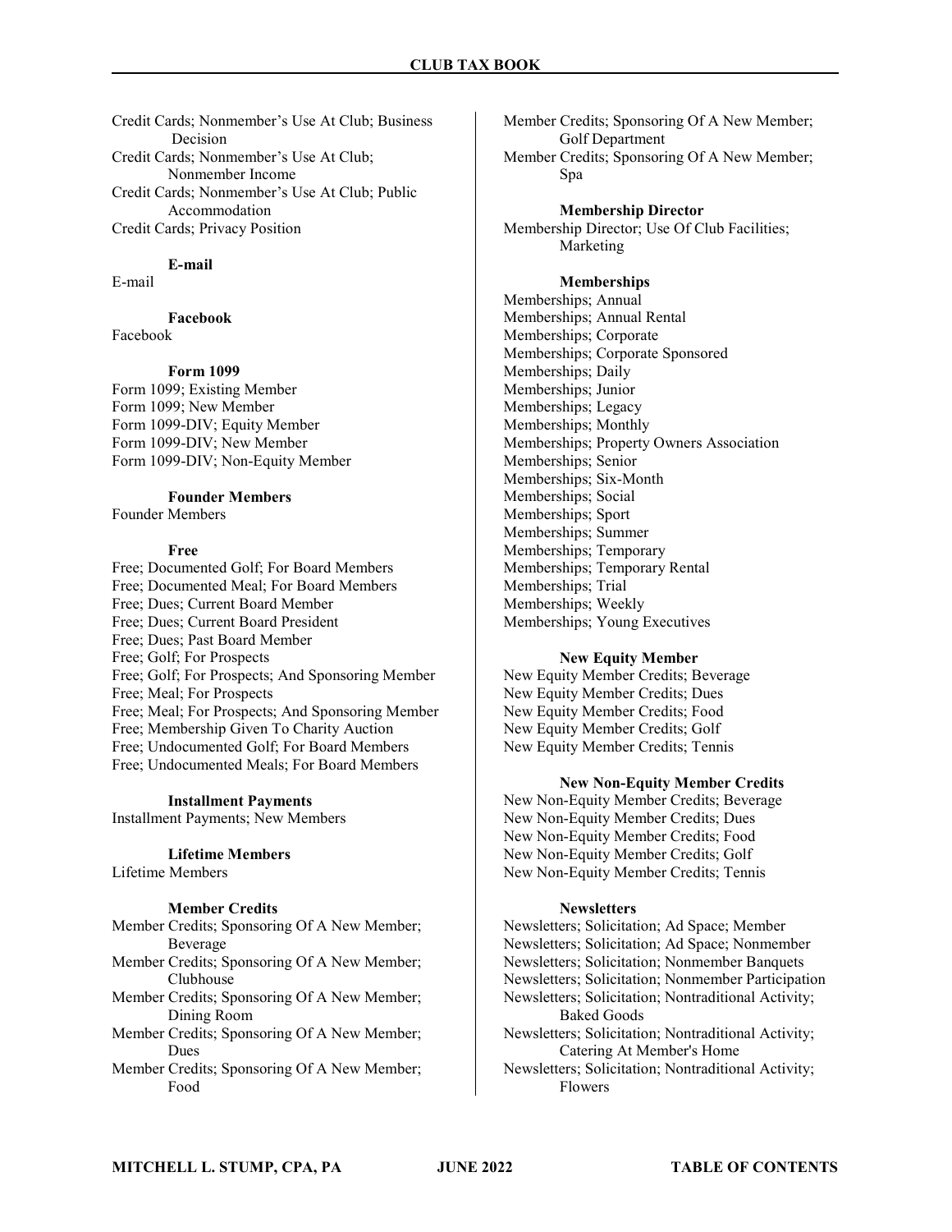Credit Cards; Nonmember's Use At Club; Business Decision
Credit Cards; Nonmember's Use At Club; Nonmember Income
Credit Cards; Nonmember's Use At Club; Public Accommodation
Credit Cards; Privacy Position

**E-mail**

E-mail

**Facebook**

Facebook

**Form 1099**

Form 1099; Existing Member
Form 1099; New Member
Form 1099-DIV; Equity Member
Form 1099-DIV; New Member
Form 1099-DIV; Non-Equity Member

**Founder Members**

Founder Members

**Free**

Free; Documented Golf; For Board Members
Free; Documented Meal; For Board Members
Free; Dues; Current Board Member
Free; Dues; Current Board President
Free; Dues; Past Board Member
Free; Golf; For Prospects
Free; Golf; For Prospects; And Sponsoring Member
Free; Meal; For Prospects
Free; Meal; For Prospects; And Sponsoring Member
Free; Membership Given To Charity Auction
Free; Undocumented Golf; For Board Members
Free; Undocumented Meals; For Board Members

**Installment Payments**

Installment Payments; New Members

**Lifetime Members**

Lifetime Members

**Member Credits**

Member Credits; Sponsoring Of A New Member; Beverage
Member Credits; Sponsoring Of A New Member; Clubhouse
Member Credits; Sponsoring Of A New Member; Dining Room
Member Credits; Sponsoring Of A New Member; Dues
Member Credits; Sponsoring Of A New Member; Food
Member Credits; Sponsoring Of A New Member; Golf Department
Member Credits; Sponsoring Of A New Member; Spa

**Membership Director**

Membership Director; Use Of Club Facilities; Marketing

**Memberships**

Memberships; Annual
Memberships; Annual Rental
Memberships; Corporate
Memberships; Corporate Sponsored
Memberships; Daily
Memberships; Junior
Memberships; Legacy
Memberships; Monthly
Memberships; Property Owners Association
Memberships; Senior
Memberships; Six-Month
Memberships; Social
Memberships; Sport
Memberships; Summer
Memberships; Temporary
Memberships; Temporary Rental
Memberships; Trial
Memberships; Weekly
Memberships; Young Executives

**New Equity Member**

New Equity Member Credits; Beverage
New Equity Member Credits; Dues
New Equity Member Credits; Food
New Equity Member Credits; Golf
New Equity Member Credits; Tennis

**New Non-Equity Member Credits**

New Non-Equity Member Credits; Beverage
New Non-Equity Member Credits; Dues
New Non-Equity Member Credits; Food
New Non-Equity Member Credits; Golf
New Non-Equity Member Credits; Tennis

**Newsletters**

Newsletters; Solicitation; Ad Space; Member
Newsletters; Solicitation; Ad Space; Nonmember
Newsletters; Solicitation; Nonmember Banquets
Newsletters; Solicitation; Nonmember Participation
Newsletters; Solicitation; Nontraditional Activity; Baked Goods
Newsletters; Solicitation; Nontraditional Activity; Catering At Member's Home
Newsletters; Solicitation; Nontraditional Activity; Flowers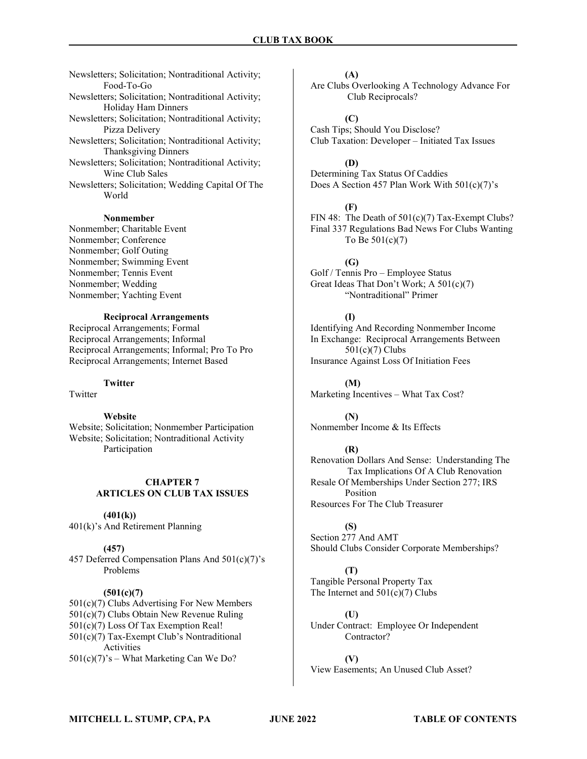Newsletters; Solicitation; Nontraditional Activity; Food-To-Go
Newsletters; Solicitation; Nontraditional Activity; Holiday Ham Dinners
Newsletters; Solicitation; Nontraditional Activity; Pizza Delivery
Newsletters; Solicitation; Nontraditional Activity; Thanksgiving Dinners
Newsletters; Solicitation; Nontraditional Activity; Wine Club Sales
Newsletters; Solicitation; Wedding Capital Of The World

**Nonmember**

Nonmember; Charitable Event
Nonmember; Conference
Nonmember; Golf Outing
Nonmember; Swimming Event
Nonmember; Tennis Event
Nonmember; Wedding
Nonmember; Yachting Event

**Reciprocal Arrangements**

Reciprocal Arrangements; Formal
Reciprocal Arrangements; Informal
Reciprocal Arrangements; Informal; Pro To Pro
Reciprocal Arrangements; Internet Based

**Twitter**

Twitter

**Website**

Website; Solicitation; Nonmember Participation
Website; Solicitation; Nontraditional Activity Participation

## CHAPTER 7
## ARTICLES ON CLUB TAX ISSUES

**(401(k))**

401(k)'s And Retirement Planning

**(457)**

457 Deferred Compensation Plans And 501(c)(7)'s Problems

**(501(c)(7)**

501(c)(7) Clubs Advertising For New Members
501(c)(7) Clubs Obtain New Revenue Ruling
501(c)(7) Loss Of Tax Exemption Real!
501(c)(7) Tax-Exempt Club's Nontraditional Activities
501(c)(7)'s – What Marketing Can We Do?

**(A)**

Are Clubs Overlooking A Technology Advance For Club Reciprocals?

**(C)**

Cash Tips; Should You Disclose?
Club Taxation: Developer – Initiated Tax Issues

**(D)**

Determining Tax Status Of Caddies
Does A Section 457 Plan Work With 501(c)(7)'s

**(F)**

FIN 48: The Death of 501(c)(7) Tax-Exempt Clubs?
Final 337 Regulations Bad News For Clubs Wanting To Be 501(c)(7)

**(G)**

Golf / Tennis Pro – Employee Status
Great Ideas That Don't Work; A 501(c)(7) "Nontraditional" Primer

**(I)**

Identifying And Recording Nonmember Income
In Exchange: Reciprocal Arrangements Between 501(c)(7) Clubs
Insurance Against Loss Of Initiation Fees

**(M)**

Marketing Incentives – What Tax Cost?

**(N)**

Nonmember Income & Its Effects

**(R)**

Renovation Dollars And Sense: Understanding The Tax Implications Of A Club Renovation
Resale Of Memberships Under Section 277; IRS Position
Resources For The Club Treasurer

**(S)**

Section 277 And AMT
Should Clubs Consider Corporate Memberships?

**(T)**

Tangible Personal Property Tax
The Internet and 501(c)(7) Clubs

**(U)**

Under Contract: Employee Or Independent Contractor?

**(V)**

View Easements; An Unused Club Asset?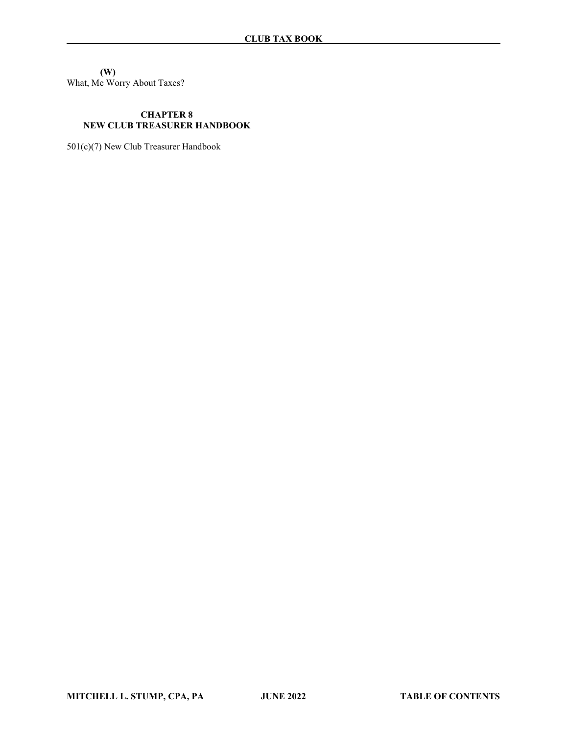**(W)**
What, Me Worry About Taxes?

## CHAPTER 8
## NEW CLUB TREASURER HANDBOOK

501(c)(7) New Club Treasurer Handbook